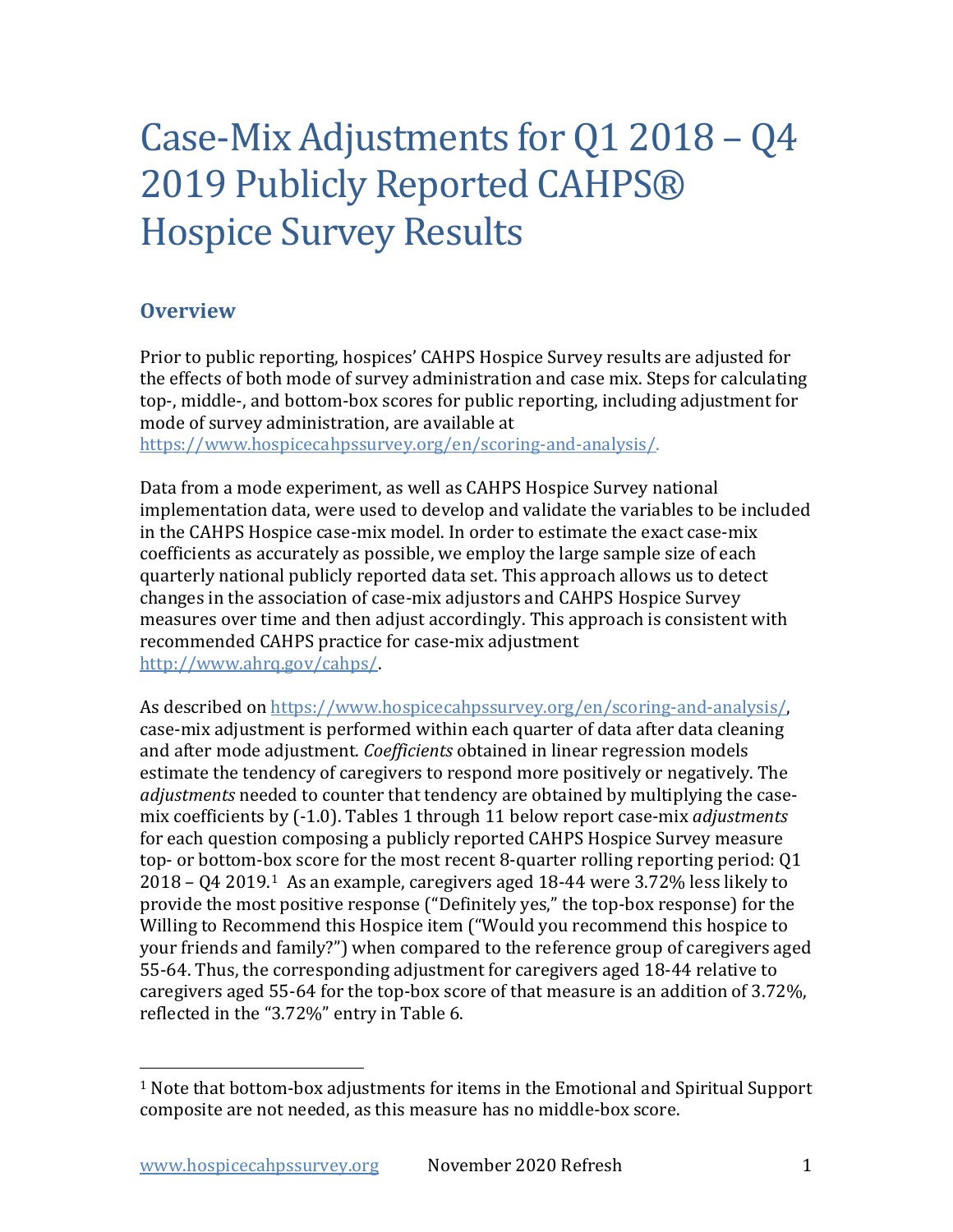# Case-Mix Adjustments for Q1 2018 – Q4 2019 Publicly Reported CAHPS® Hospice Survey Results

## Overview

Prior to public reporting, hospices' CAHPS Hospice Survey results are adjusted for the effects of both mode of survey administration and case mix. Steps for calculating top-, middle-, and bottom-box scores for public reporting, including adjustment for mode of survey administration, are available at https://www.hospicecahpssurvey.org/en/scoring-and-analysis/.

Data from a mode experiment, as well as CAHPS Hospice Survey national implementation data, were used to develop and validate the variables to be included in the CAHPS Hospice case-mix model. In order to estimate the exact case-mix coefficients as accurately as possible, we employ the large sample size of each quarterly national publicly reported data set. This approach allows us to detect changes in the association of case-mix adjustors and CAHPS Hospice Survey measures over time and then adjust accordingly. This approach is consistent with recommended CAHPS practice for case-mix adjustment http://www.ahrq.gov/cahps/.

As described on https://www.hospicecahpssurvey.org/en/scoring-and-analysis/, case-mix adjustment is performed within each quarter of data after data cleaning and after mode adjustment. *Coefficients* obtained in linear regression models estimate the tendency of caregivers to respond more positively or negatively. The *adjustments* needed to counter that tendency are obtained by multiplying the case-mix coefficients by (-1.0). Tables 1 through 11 below report case-mix *adjustments* for each question composing a publicly reported CAHPS Hospice Survey measure top- or bottom-box score for the most recent 8-quarter rolling reporting period: Q1 2018 – Q4 2019.[1] As an example, caregivers aged 18-44 were 3.72% less likely to provide the most positive response ("Definitely yes," the top-box response) for the Willing to Recommend this Hospice item ("Would you recommend this hospice to your friends and family?") when compared to the reference group of caregivers aged 55-64. Thus, the corresponding adjustment for caregivers aged 18-44 relative to caregivers aged 55-64 for the top-box score of that measure is an addition of 3.72%, reflected in the "3.72%" entry in Table 6.

[1] Note that bottom-box adjustments for items in the Emotional and Spiritual Support composite are not needed, as this measure has no middle-box score.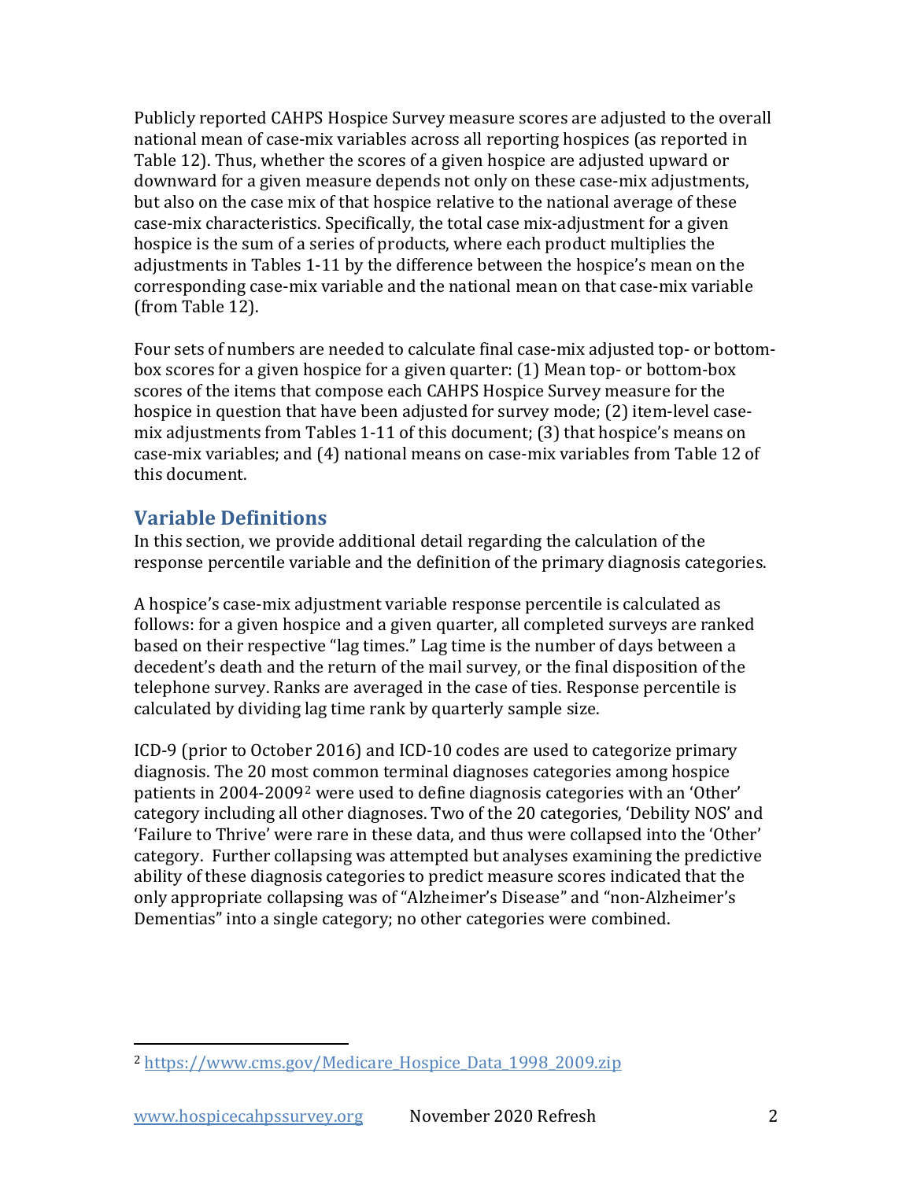Publicly reported CAHPS Hospice Survey measure scores are adjusted to the overall national mean of case-mix variables across all reporting hospices (as reported in Table 12). Thus, whether the scores of a given hospice are adjusted upward or downward for a given measure depends not only on these case-mix adjustments, but also on the case mix of that hospice relative to the national average of these case-mix characteristics. Specifically, the total case mix-adjustment for a given hospice is the sum of a series of products, where each product multiplies the adjustments in Tables 1-11 by the difference between the hospice's mean on the corresponding case-mix variable and the national mean on that case-mix variable (from Table 12).

Four sets of numbers are needed to calculate final case-mix adjusted top- or bottom-box scores for a given hospice for a given quarter: (1) Mean top- or bottom-box scores of the items that compose each CAHPS Hospice Survey measure for the hospice in question that have been adjusted for survey mode; (2) item-level case-mix adjustments from Tables 1-11 of this document; (3) that hospice's means on case-mix variables; and (4) national means on case-mix variables from Table 12 of this document.

## Variable Definitions

In this section, we provide additional detail regarding the calculation of the response percentile variable and the definition of the primary diagnosis categories.

A hospice's case-mix adjustment variable response percentile is calculated as follows: for a given hospice and a given quarter, all completed surveys are ranked based on their respective "lag times." Lag time is the number of days between a decedent's death and the return of the mail survey, or the final disposition of the telephone survey. Ranks are averaged in the case of ties. Response percentile is calculated by dividing lag time rank by quarterly sample size.

ICD-9 (prior to October 2016) and ICD-10 codes are used to categorize primary diagnosis. The 20 most common terminal diagnoses categories among hospice patients in 2004-2009[2] were used to define diagnosis categories with an 'Other' category including all other diagnoses. Two of the 20 categories, 'Debility NOS' and 'Failure to Thrive' were rare in these data, and thus were collapsed into the 'Other' category. Further collapsing was attempted but analyses examining the predictive ability of these diagnosis categories to predict measure scores indicated that the only appropriate collapsing was of "Alzheimer's Disease" and "non-Alzheimer's Dementias" into a single category; no other categories were combined.

[2] https://www.cms.gov/Medicare_Hospice_Data_1998_2009.zip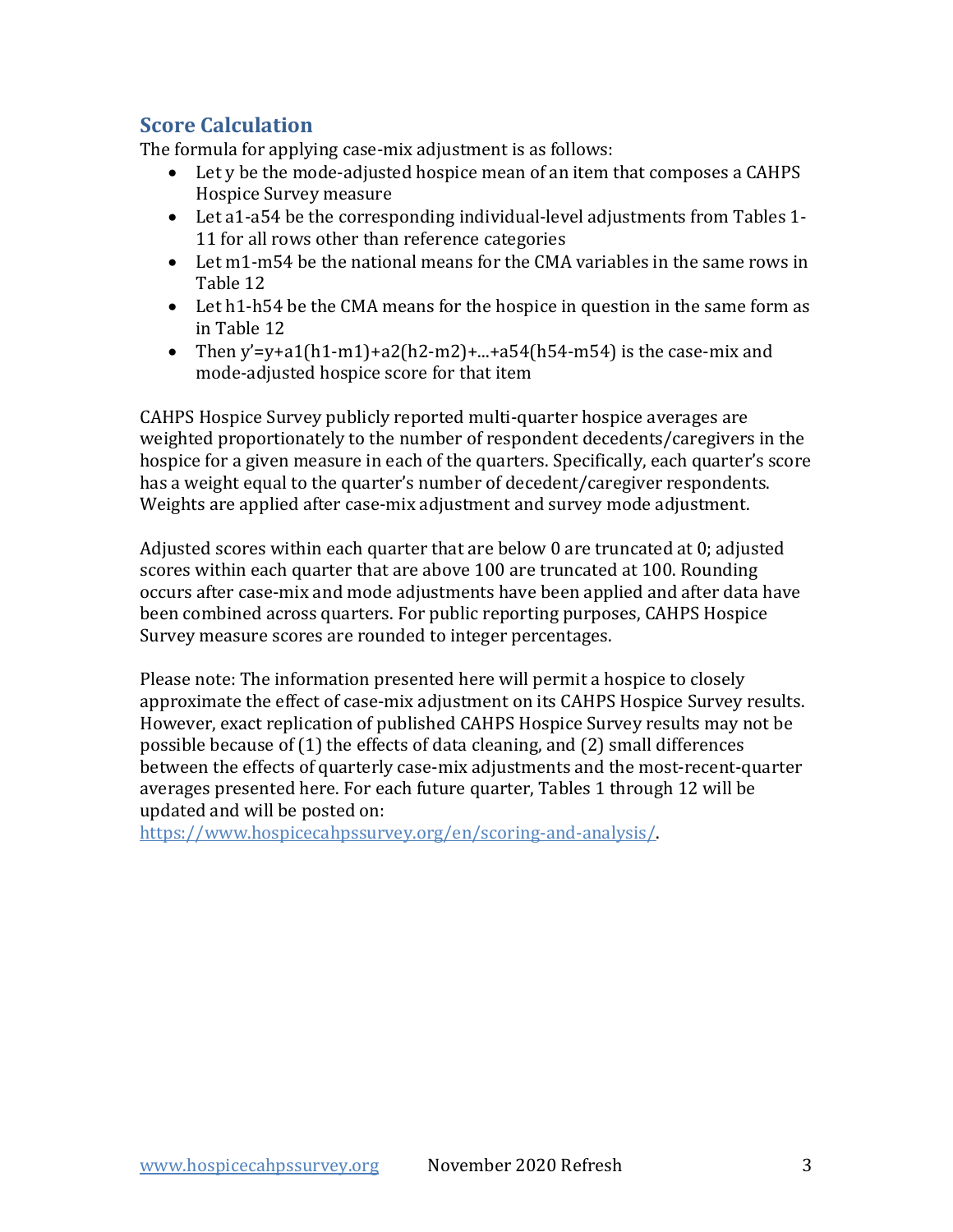## Score Calculation

The formula for applying case-mix adjustment is as follows:

- Let $y$ be the mode-adjusted hospice mean of an item that composes a CAHPS Hospice Survey measure
- Let $a_1$-$a_{54}$ be the corresponding individual-level adjustments from Tables 1-11 for all rows other than reference categories
- Let $m_1$-$m_{54}$ be the national means for the CMA variables in the same rows in Table 12
- Let $h_1$-$h_{54}$ be the CMA means for the hospice in question in the same form as in Table 12
- Then $y' = y + a_1(h_1 - m_1) + a_2(h_2 - m_2) + \ldots + a_{54}(h_{54} - m_{54})$ is the case-mix and mode-adjusted hospice score for that item

CAHPS Hospice Survey publicly reported multi-quarter hospice averages are weighted proportionately to the number of respondent decedents/caregivers in the hospice for a given measure in each of the quarters. Specifically, each quarter's score has a weight equal to the quarter's number of decedent/caregiver respondents. Weights are applied after case-mix adjustment and survey mode adjustment.

Adjusted scores within each quarter that are below 0 are truncated at 0; adjusted scores within each quarter that are above 100 are truncated at 100. Rounding occurs after case-mix and mode adjustments have been applied and after data have been combined across quarters. For public reporting purposes, CAHPS Hospice Survey measure scores are rounded to integer percentages.

Please note: The information presented here will permit a hospice to closely approximate the effect of case-mix adjustment on its CAHPS Hospice Survey results. However, exact replication of published CAHPS Hospice Survey results may not be possible because of (1) the effects of data cleaning, and (2) small differences between the effects of quarterly case-mix adjustments and the most-recent-quarter averages presented here. For each future quarter, Tables 1 through 12 will be updated and will be posted on: https://www.hospicecahpssurvey.org/en/scoring-and-analysis/.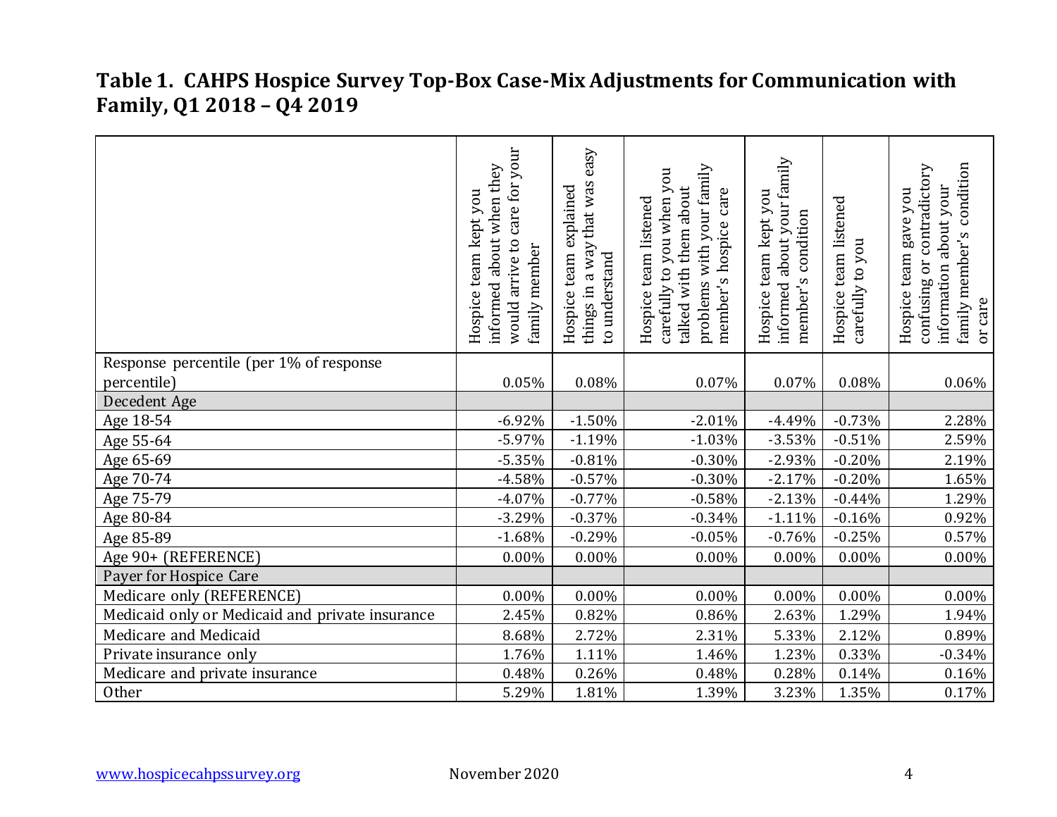# Table 1. CAHPS Hospice Survey Top-Box Case-Mix Adjustments for Communication with Family, Q1 2018 – Q4 2019

| | Hospice team kept you informed about when they would arrive to care for your family member | Hospice team explained things in a way that was easy to understand | Hospice team listened carefully to you when you talked with them about problems with your family member's hospice care | Hospice team kept you informed about your family member's condition | Hospice team listened carefully to you | Hospice team gave you confusing or contradictory information about your family member's condition or care |
|---|---|---|---|---|---|---|
| Response percentile (per 1% of response percentile) | 0.05% | 0.08% | 0.07% | 0.07% | 0.08% | 0.06% |
| Decedent Age | | | | | | |
| Age 18-54 | -6.92% | -1.50% | -2.01% | -4.49% | -0.73% | 2.28% |
| Age 55-64 | -5.97% | -1.19% | -1.03% | -3.53% | -0.51% | 2.59% |
| Age 65-69 | -5.35% | -0.81% | -0.30% | -2.93% | -0.20% | 2.19% |
| Age 70-74 | -4.58% | -0.57% | -0.30% | -2.17% | -0.20% | 1.65% |
| Age 75-79 | -4.07% | -0.77% | -0.58% | -2.13% | -0.44% | 1.29% |
| Age 80-84 | -3.29% | -0.37% | -0.34% | -1.11% | -0.16% | 0.92% |
| Age 85-89 | -1.68% | -0.29% | -0.05% | -0.76% | -0.25% | 0.57% |
| Age 90+ (REFERENCE) | 0.00% | 0.00% | 0.00% | 0.00% | 0.00% | 0.00% |
| Payer for Hospice Care | | | | | | |
| Medicare only (REFERENCE) | 0.00% | 0.00% | 0.00% | 0.00% | 0.00% | 0.00% |
| Medicaid only or Medicaid and private insurance | 2.45% | 0.82% | 0.86% | 2.63% | 1.29% | 1.94% |
| Medicare and Medicaid | 8.68% | 2.72% | 2.31% | 5.33% | 2.12% | 0.89% |
| Private insurance only | 1.76% | 1.11% | 1.46% | 1.23% | 0.33% | -0.34% |
| Medicare and private insurance | 0.48% | 0.26% | 0.48% | 0.28% | 0.14% | 0.16% |
| Other | 5.29% | 1.81% | 1.39% | 3.23% | 1.35% | 0.17% |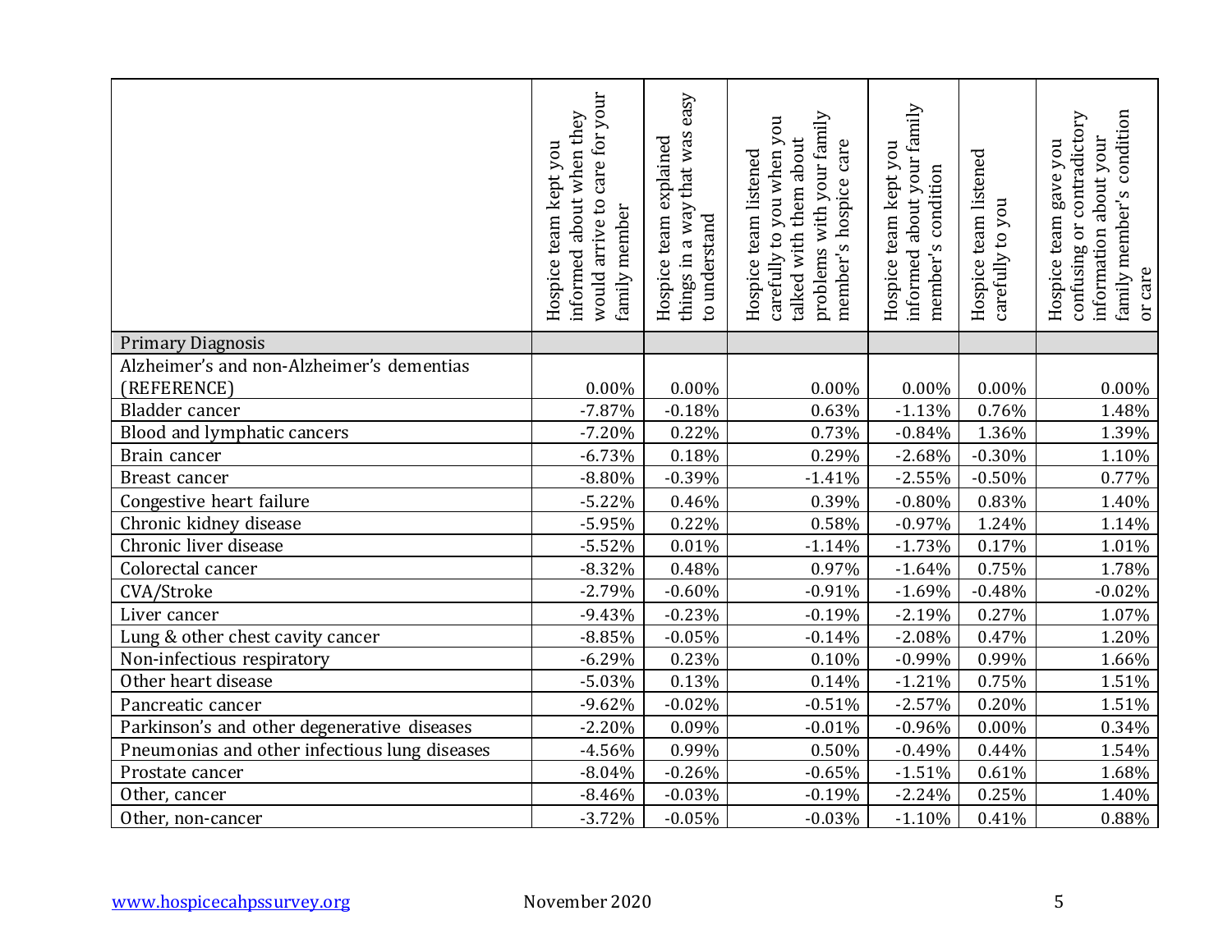| | Hospice team kept you informed about when they would arrive to care for your family member | Hospice team explained things in a way that was easy to understand | Hospice team listened carefully to you when you talked with them about problems with your family member's hospice care | Hospice team kept you informed about your family member's condition | Hospice team listened carefully to you | Hospice team gave you confusing or contradictory information about your family member's condition or care |
|---|---|---|---|---|---|---|
| Primary Diagnosis | | | | | | |
| Alzheimer's and non-Alzheimer's dementias (REFERENCE) | 0.00% | 0.00% | 0.00% | 0.00% | 0.00% | 0.00% |
| Bladder cancer | -7.87% | -0.18% | 0.63% | -1.13% | 0.76% | 1.48% |
| Blood and lymphatic cancers | -7.20% | 0.22% | 0.73% | -0.84% | 1.36% | 1.39% |
| Brain cancer | -6.73% | 0.18% | 0.29% | -2.68% | -0.30% | 1.10% |
| Breast cancer | -8.80% | -0.39% | -1.41% | -2.55% | -0.50% | 0.77% |
| Congestive heart failure | -5.22% | 0.46% | 0.39% | -0.80% | 0.83% | 1.40% |
| Chronic kidney disease | -5.95% | 0.22% | 0.58% | -0.97% | 1.24% | 1.14% |
| Chronic liver disease | -5.52% | 0.01% | -1.14% | -1.73% | 0.17% | 1.01% |
| Colorectal cancer | -8.32% | 0.48% | 0.97% | -1.64% | 0.75% | 1.78% |
| CVA/Stroke | -2.79% | -0.60% | -0.91% | -1.69% | -0.48% | -0.02% |
| Liver cancer | -9.43% | -0.23% | -0.19% | -2.19% | 0.27% | 1.07% |
| Lung & other chest cavity cancer | -8.85% | -0.05% | -0.14% | -2.08% | 0.47% | 1.20% |
| Non-infectious respiratory | -6.29% | 0.23% | 0.10% | -0.99% | 0.99% | 1.66% |
| Other heart disease | -5.03% | 0.13% | 0.14% | -1.21% | 0.75% | 1.51% |
| Pancreatic cancer | -9.62% | -0.02% | -0.51% | -2.57% | 0.20% | 1.51% |
| Parkinson's and other degenerative diseases | -2.20% | 0.09% | -0.01% | -0.96% | 0.00% | 0.34% |
| Pneumonias and other infectious lung diseases | -4.56% | 0.99% | 0.50% | -0.49% | 0.44% | 1.54% |
| Prostate cancer | -8.04% | -0.26% | -0.65% | -1.51% | 0.61% | 1.68% |
| Other, cancer | -8.46% | -0.03% | -0.19% | -2.24% | 0.25% | 1.40% |
| Other, non-cancer | -3.72% | -0.05% | -0.03% | -1.10% | 0.41% | 0.88% |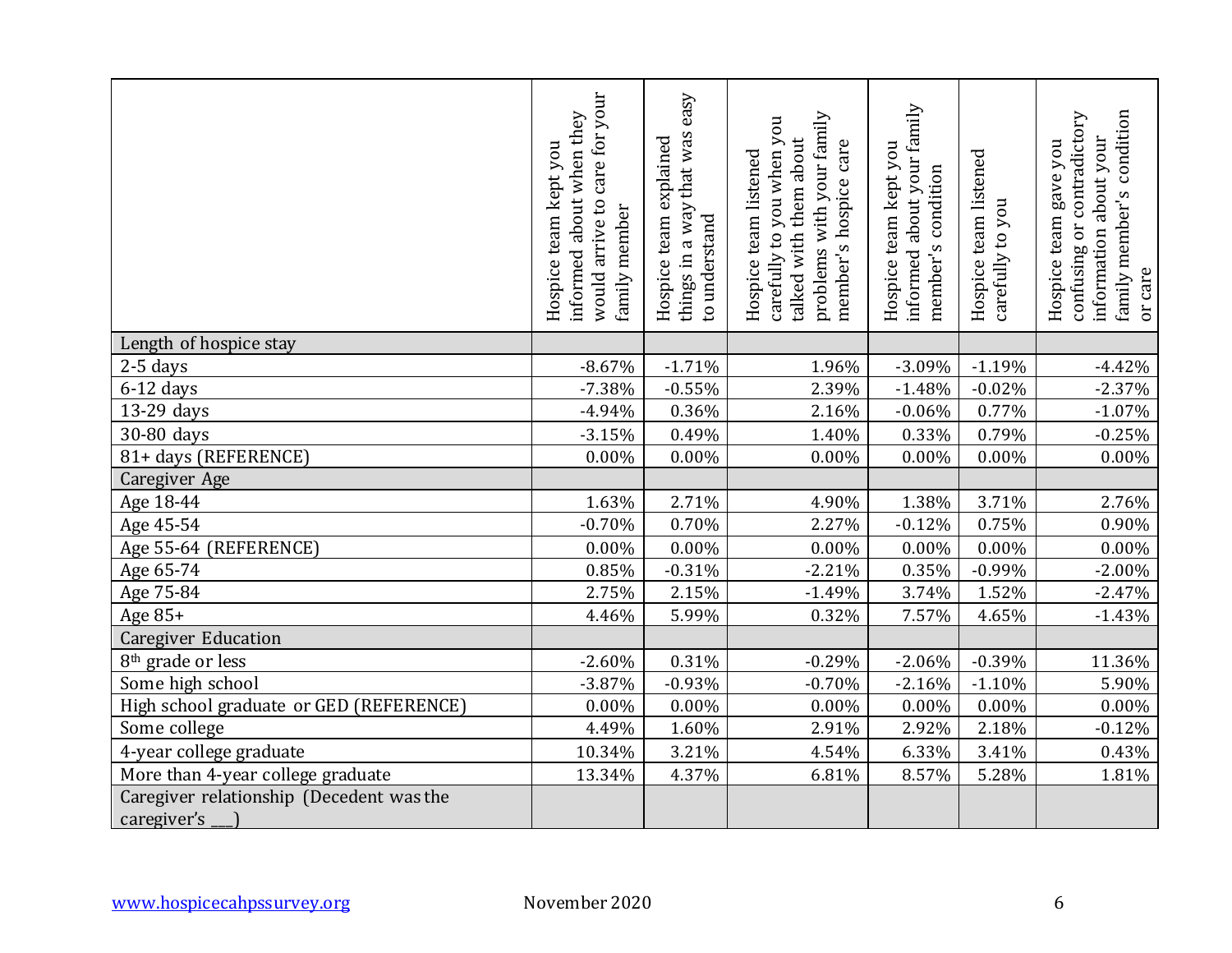| | Hospice team kept you informed about when they would arrive to care for your family member | Hospice team explained things in a way that was easy to understand | Hospice team listened carefully to you when you talked with them about problems with your family member's hospice care | Hospice team kept you informed about your family member's condition | Hospice team listened carefully to you | Hospice team gave you confusing or contradictory information about your family member's condition or care |
|---|---|---|---|---|---|---|
| Length of hospice stay | | | | | | |
| 2-5 days | -8.67% | -1.71% | 1.96% | -3.09% | -1.19% | -4.42% |
| 6-12 days | -7.38% | -0.55% | 2.39% | -1.48% | -0.02% | -2.37% |
| 13-29 days | -4.94% | 0.36% | 2.16% | -0.06% | 0.77% | -1.07% |
| 30-80 days | -3.15% | 0.49% | 1.40% | 0.33% | 0.79% | -0.25% |
| 81+ days (REFERENCE) | 0.00% | 0.00% | 0.00% | 0.00% | 0.00% | 0.00% |
| Caregiver Age | | | | | | |
| Age 18-44 | 1.63% | 2.71% | 4.90% | 1.38% | 3.71% | 2.76% |
| Age 45-54 | -0.70% | 0.70% | 2.27% | -0.12% | 0.75% | 0.90% |
| Age 55-64 (REFERENCE) | 0.00% | 0.00% | 0.00% | 0.00% | 0.00% | 0.00% |
| Age 65-74 | 0.85% | -0.31% | -2.21% | 0.35% | -0.99% | -2.00% |
| Age 75-84 | 2.75% | 2.15% | -1.49% | 3.74% | 1.52% | -2.47% |
| Age 85+ | 4.46% | 5.99% | 0.32% | 7.57% | 4.65% | -1.43% |
| Caregiver Education | | | | | | |
| 8th grade or less | -2.60% | 0.31% | -0.29% | -2.06% | -0.39% | 11.36% |
| Some high school | -3.87% | -0.93% | -0.70% | -2.16% | -1.10% | 5.90% |
| High school graduate or GED (REFERENCE) | 0.00% | 0.00% | 0.00% | 0.00% | 0.00% | 0.00% |
| Some college | 4.49% | 1.60% | 2.91% | 2.92% | 2.18% | -0.12% |
| 4-year college graduate | 10.34% | 3.21% | 4.54% | 6.33% | 3.41% | 0.43% |
| More than 4-year college graduate | 13.34% | 4.37% | 6.81% | 8.57% | 5.28% | 1.81% |
| Caregiver relationship (Decedent was the caregiver's ___) | | | | | | |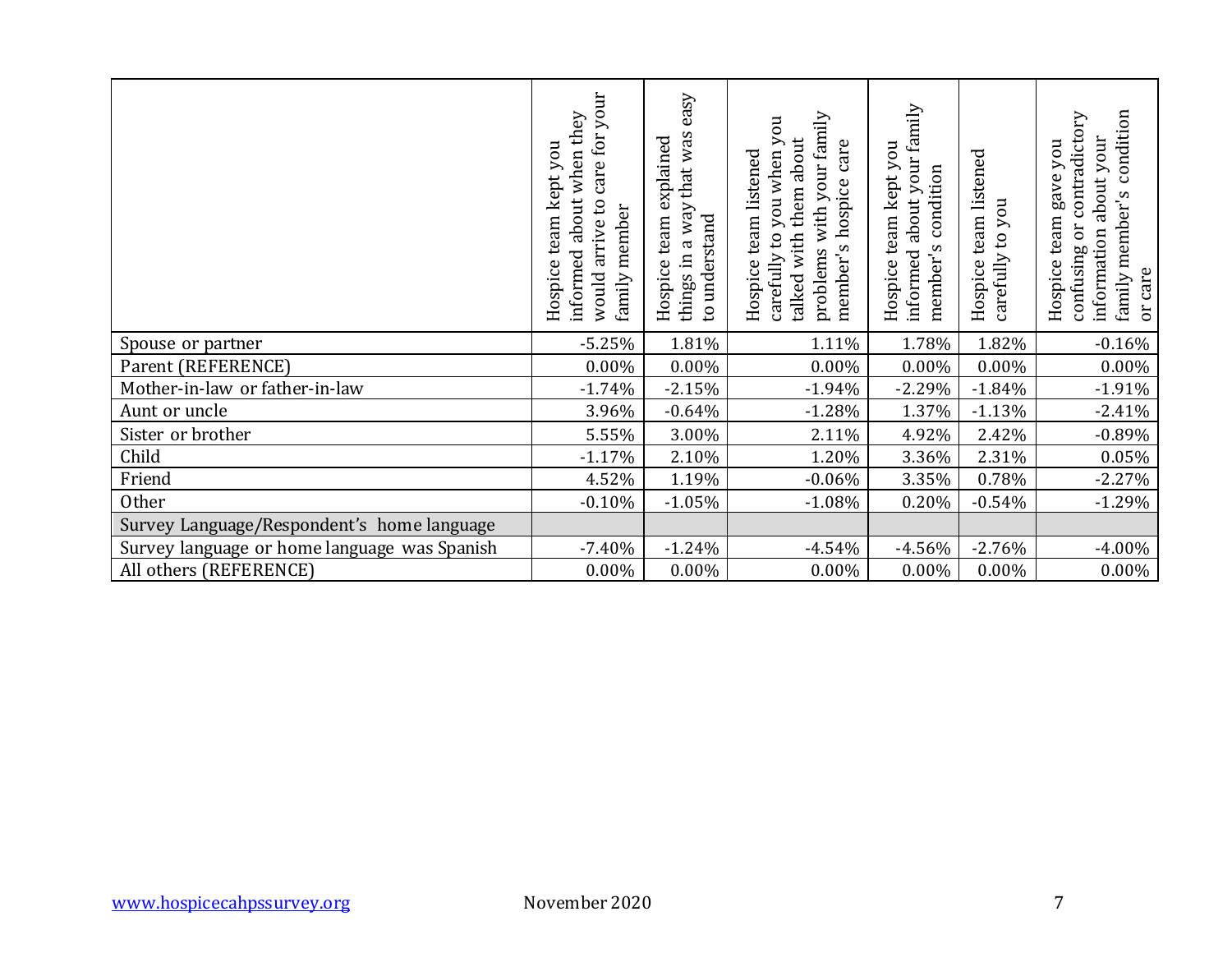| | Hospice team kept you informed about when they would arrive to care for your family member | Hospice team explained things in a way that was easy to understand | Hospice team listened carefully to you when you talked with them about problems with your family member's hospice care | Hospice team kept you informed about your family member's condition | Hospice team listened carefully to you | Hospice team gave you confusing or contradictory information about your family member's condition or care |
|---|---|---|---|---|---|---|
| Spouse or partner | -5.25% | 1.81% | 1.11% | 1.78% | 1.82% | -0.16% |
| Parent (REFERENCE) | 0.00% | 0.00% | 0.00% | 0.00% | 0.00% | 0.00% |
| Mother-in-law or father-in-law | -1.74% | -2.15% | -1.94% | -2.29% | -1.84% | -1.91% |
| Aunt or uncle | 3.96% | -0.64% | -1.28% | 1.37% | -1.13% | -2.41% |
| Sister or brother | 5.55% | 3.00% | 2.11% | 4.92% | 2.42% | -0.89% |
| Child | -1.17% | 2.10% | 1.20% | 3.36% | 2.31% | 0.05% |
| Friend | 4.52% | 1.19% | -0.06% | 3.35% | 0.78% | -2.27% |
| Other | -0.10% | -1.05% | -1.08% | 0.20% | -0.54% | -1.29% |
| Survey Language/Respondent's home language | | | | | | |
| Survey language or home language was Spanish | -7.40% | -1.24% | -4.54% | -4.56% | -2.76% | -4.00% |
| All others (REFERENCE) | 0.00% | 0.00% | 0.00% | 0.00% | 0.00% | 0.00% |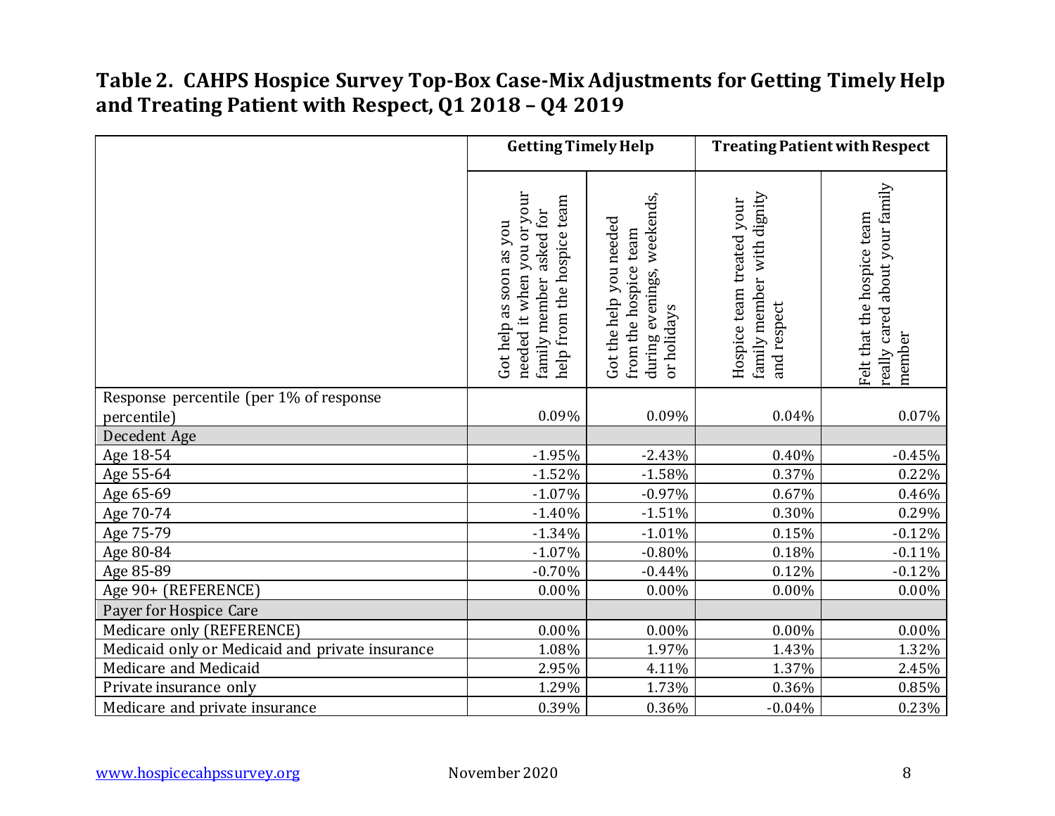**Table 2. CAHPS Hospice Survey Top-Box Case-Mix Adjustments for Getting Timely Help and Treating Patient with Respect, Q1 2018 – Q4 2019**

| | Getting Timely Help | | Treating Patient with Respect | |
|---|---|---|---|---|
| | Got help as soon as you needed it when you or your family member asked for help from the hospice team | Got the help you needed from the hospice team during evenings, weekends, or holidays | Hospice team treated your family member with dignity and respect | Felt that the hospice team really cared about your family member |
| Response percentile (per 1% of response percentile) | 0.09% | 0.09% | 0.04% | 0.07% |
| Decedent Age | | | | |
| Age 18-54 | -1.95% | -2.43% | 0.40% | -0.45% |
| Age 55-64 | -1.52% | -1.58% | 0.37% | 0.22% |
| Age 65-69 | -1.07% | -0.97% | 0.67% | 0.46% |
| Age 70-74 | -1.40% | -1.51% | 0.30% | 0.29% |
| Age 75-79 | -1.34% | -1.01% | 0.15% | -0.12% |
| Age 80-84 | -1.07% | -0.80% | 0.18% | -0.11% |
| Age 85-89 | -0.70% | -0.44% | 0.12% | -0.12% |
| Age 90+ (REFERENCE) | 0.00% | 0.00% | 0.00% | 0.00% |
| Payer for Hospice Care | | | | |
| Medicare only (REFERENCE) | 0.00% | 0.00% | 0.00% | 0.00% |
| Medicaid only or Medicaid and private insurance | 1.08% | 1.97% | 1.43% | 1.32% |
| Medicare and Medicaid | 2.95% | 4.11% | 1.37% | 2.45% |
| Private insurance only | 1.29% | 1.73% | 0.36% | 0.85% |
| Medicare and private insurance | 0.39% | 0.36% | -0.04% | 0.23% |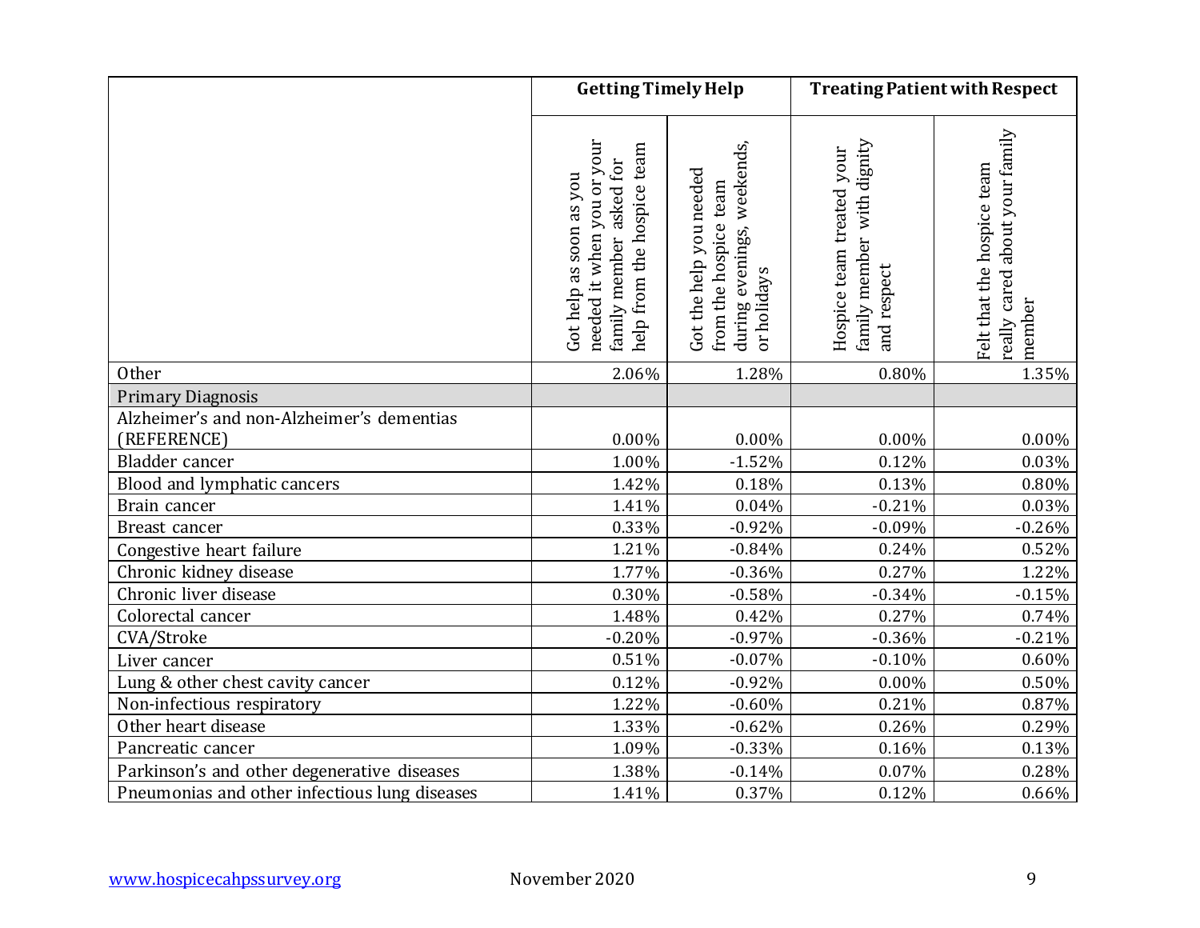| | Getting Timely Help | | Treating Patient with Respect | |
|---|---|---|---|---|
| | Got help as soon as you needed it when you or your family member asked for help from the hospice team | Got the help you needed from the hospice team during evenings, weekends, or holidays | Hospice team treated your family member with dignity and respect | Felt that the hospice team really cared about your family member |
| Other | 2.06% | 1.28% | 0.80% | 1.35% |
| Primary Diagnosis | | | | |
| Alzheimer's and non-Alzheimer's dementias (REFERENCE) | 0.00% | 0.00% | 0.00% | 0.00% |
| Bladder cancer | 1.00% | -1.52% | 0.12% | 0.03% |
| Blood and lymphatic cancers | 1.42% | 0.18% | 0.13% | 0.80% |
| Brain cancer | 1.41% | 0.04% | -0.21% | 0.03% |
| Breast cancer | 0.33% | -0.92% | -0.09% | -0.26% |
| Congestive heart failure | 1.21% | -0.84% | 0.24% | 0.52% |
| Chronic kidney disease | 1.77% | -0.36% | 0.27% | 1.22% |
| Chronic liver disease | 0.30% | -0.58% | -0.34% | -0.15% |
| Colorectal cancer | 1.48% | 0.42% | 0.27% | 0.74% |
| CVA/Stroke | -0.20% | -0.97% | -0.36% | -0.21% |
| Liver cancer | 0.51% | -0.07% | -0.10% | 0.60% |
| Lung & other chest cavity cancer | 0.12% | -0.92% | 0.00% | 0.50% |
| Non-infectious respiratory | 1.22% | -0.60% | 0.21% | 0.87% |
| Other heart disease | 1.33% | -0.62% | 0.26% | 0.29% |
| Pancreatic cancer | 1.09% | -0.33% | 0.16% | 0.13% |
| Parkinson's and other degenerative diseases | 1.38% | -0.14% | 0.07% | 0.28% |
| Pneumonias and other infectious lung diseases | 1.41% | 0.37% | 0.12% | 0.66% |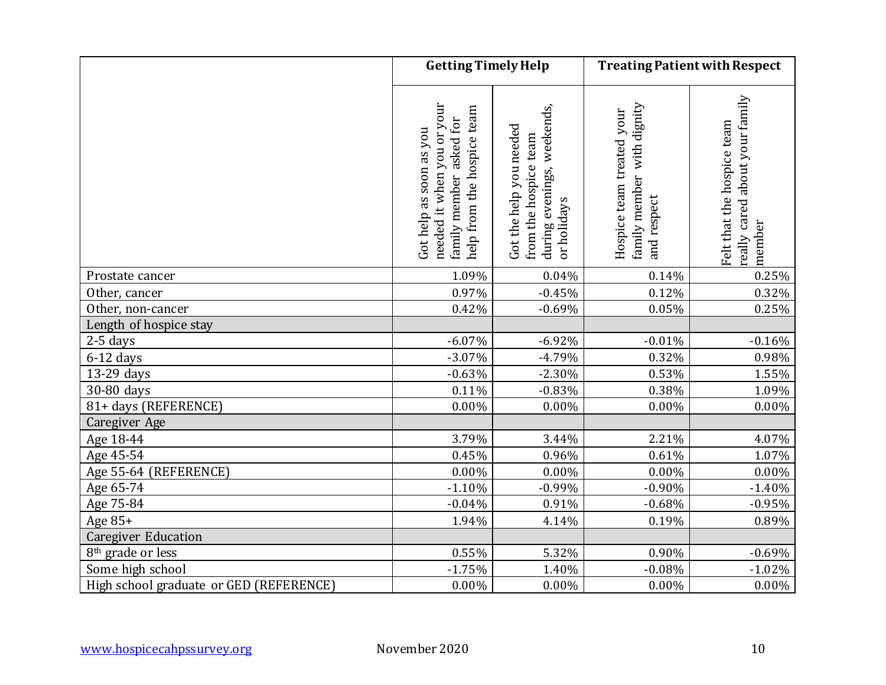| | Getting Timely Help | | Treating Patient with Respect | |
|---|---|---|---|---|
| | Got help as soon as you needed it when you or your family member asked for help from the hospice team | Got the help you needed from the hospice team during evenings, weekends, or holidays | Hospice team treated your family member with dignity and respect | Felt that the hospice team really cared about your family member |
| Prostate cancer | 1.09% | 0.04% | 0.14% | 0.25% |
| Other, cancer | 0.97% | -0.45% | 0.12% | 0.32% |
| Other, non-cancer | 0.42% | -0.69% | 0.05% | 0.25% |
| Length of hospice stay | | | | |
| 2-5 days | -6.07% | -6.92% | -0.01% | -0.16% |
| 6-12 days | -3.07% | -4.79% | 0.32% | 0.98% |
| 13-29 days | -0.63% | -2.30% | 0.53% | 1.55% |
| 30-80 days | 0.11% | -0.83% | 0.38% | 1.09% |
| 81+ days (REFERENCE) | 0.00% | 0.00% | 0.00% | 0.00% |
| Caregiver Age | | | | |
| Age 18-44 | 3.79% | 3.44% | 2.21% | 4.07% |
| Age 45-54 | 0.45% | 0.96% | 0.61% | 1.07% |
| Age 55-64 (REFERENCE) | 0.00% | 0.00% | 0.00% | 0.00% |
| Age 65-74 | -1.10% | -0.99% | -0.90% | -1.40% |
| Age 75-84 | -0.04% | 0.91% | -0.68% | -0.95% |
| Age 85+ | 1.94% | 4.14% | 0.19% | 0.89% |
| Caregiver Education | | | | |
| 8th grade or less | 0.55% | 5.32% | 0.90% | -0.69% |
| Some high school | -1.75% | 1.40% | -0.08% | -1.02% |
| High school graduate or GED (REFERENCE) | 0.00% | 0.00% | 0.00% | 0.00% |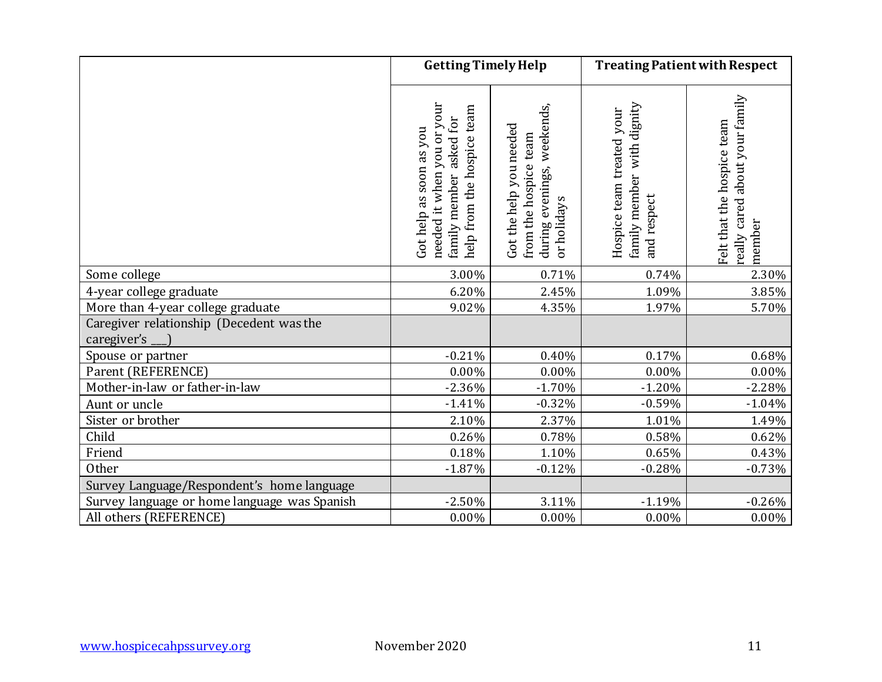| | Getting Timely Help | | Treating Patient with Respect | |
|---|---|---|---|---|
| | Got help as soon as you needed it when you or your family member asked for help from the hospice team | Got the help you needed from the hospice team during evenings, weekends, or holidays | Hospice team treated your family member with dignity and respect | Felt that the hospice team really cared about your family member |
| Some college | 3.00% | 0.71% | 0.74% | 2.30% |
| 4-year college graduate | 6.20% | 2.45% | 1.09% | 3.85% |
| More than 4-year college graduate | 9.02% | 4.35% | 1.97% | 5.70% |
| Caregiver relationship (Decedent was the caregiver's ___) | | | | |
| Spouse or partner | -0.21% | 0.40% | 0.17% | 0.68% |
| Parent (REFERENCE) | 0.00% | 0.00% | 0.00% | 0.00% |
| Mother-in-law or father-in-law | -2.36% | -1.70% | -1.20% | -2.28% |
| Aunt or uncle | -1.41% | -0.32% | -0.59% | -1.04% |
| Sister or brother | 2.10% | 2.37% | 1.01% | 1.49% |
| Child | 0.26% | 0.78% | 0.58% | 0.62% |
| Friend | 0.18% | 1.10% | 0.65% | 0.43% |
| Other | -1.87% | -0.12% | -0.28% | -0.73% |
| Survey Language/Respondent's home language | | | | |
| Survey language or home language was Spanish | -2.50% | 3.11% | -1.19% | -0.26% |
| All others (REFERENCE) | 0.00% | 0.00% | 0.00% | 0.00% |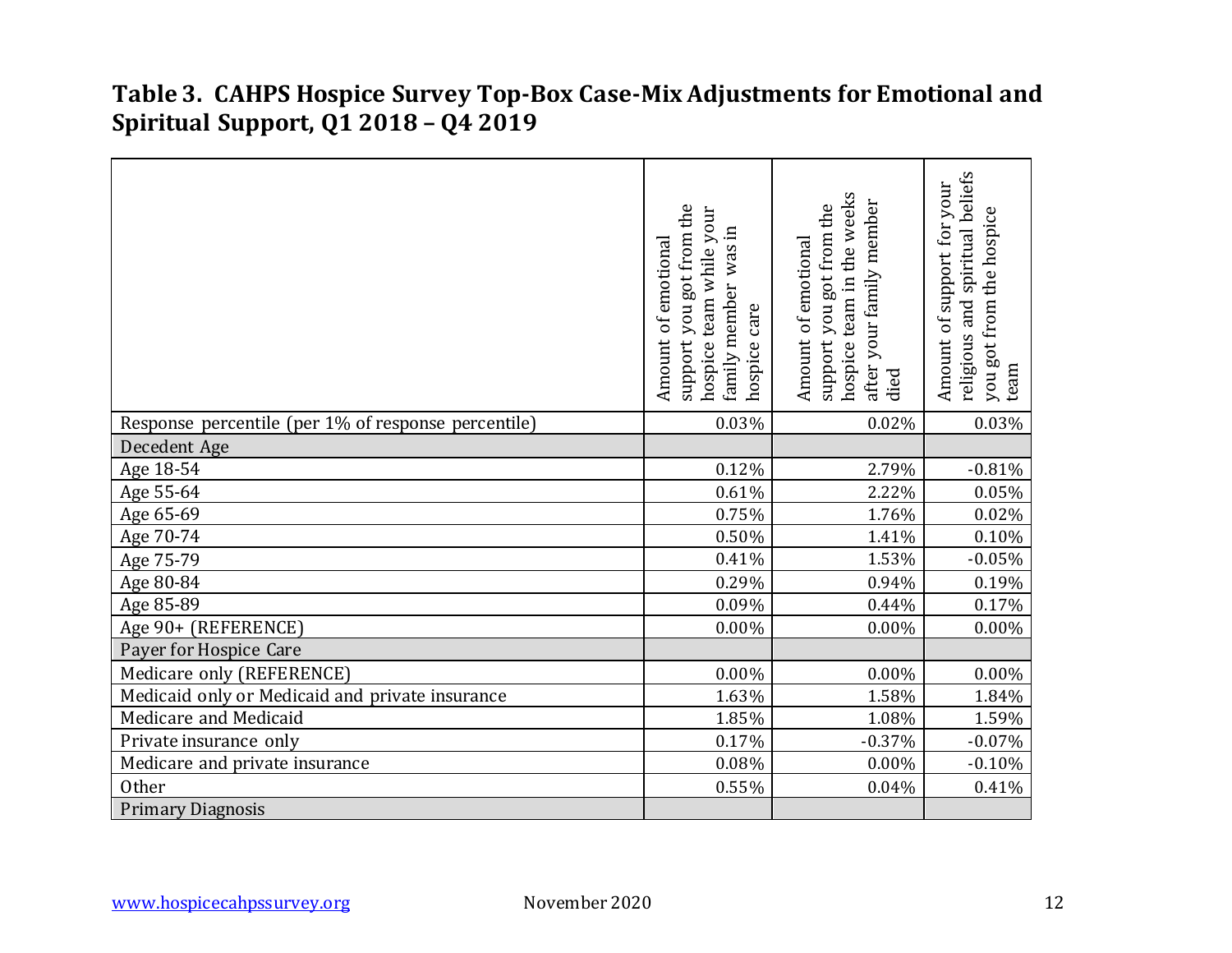## Table 3. CAHPS Hospice Survey Top-Box Case-Mix Adjustments for Emotional and Spiritual Support, Q1 2018 – Q4 2019

| | Amount of emotional support you got from the hospice team while your family member was in hospice care | Amount of emotional support you got from the hospice team in the weeks after your family member died | Amount of support for your religious and spiritual beliefs you got from the hospice team |
|---|---|---|---|
| Response percentile (per 1% of response percentile) | 0.03% | 0.02% | 0.03% |
| Decedent Age | | | |
| Age 18-54 | 0.12% | 2.79% | -0.81% |
| Age 55-64 | 0.61% | 2.22% | 0.05% |
| Age 65-69 | 0.75% | 1.76% | 0.02% |
| Age 70-74 | 0.50% | 1.41% | 0.10% |
| Age 75-79 | 0.41% | 1.53% | -0.05% |
| Age 80-84 | 0.29% | 0.94% | 0.19% |
| Age 85-89 | 0.09% | 0.44% | 0.17% |
| Age 90+ (REFERENCE) | 0.00% | 0.00% | 0.00% |
| Payer for Hospice Care | | | |
| Medicare only (REFERENCE) | 0.00% | 0.00% | 0.00% |
| Medicaid only or Medicaid and private insurance | 1.63% | 1.58% | 1.84% |
| Medicare and Medicaid | 1.85% | 1.08% | 1.59% |
| Private insurance only | 0.17% | -0.37% | -0.07% |
| Medicare and private insurance | 0.08% | 0.00% | -0.10% |
| Other | 0.55% | 0.04% | 0.41% |
| Primary Diagnosis | | | |

www.hospicecahpssurvey.org November 2020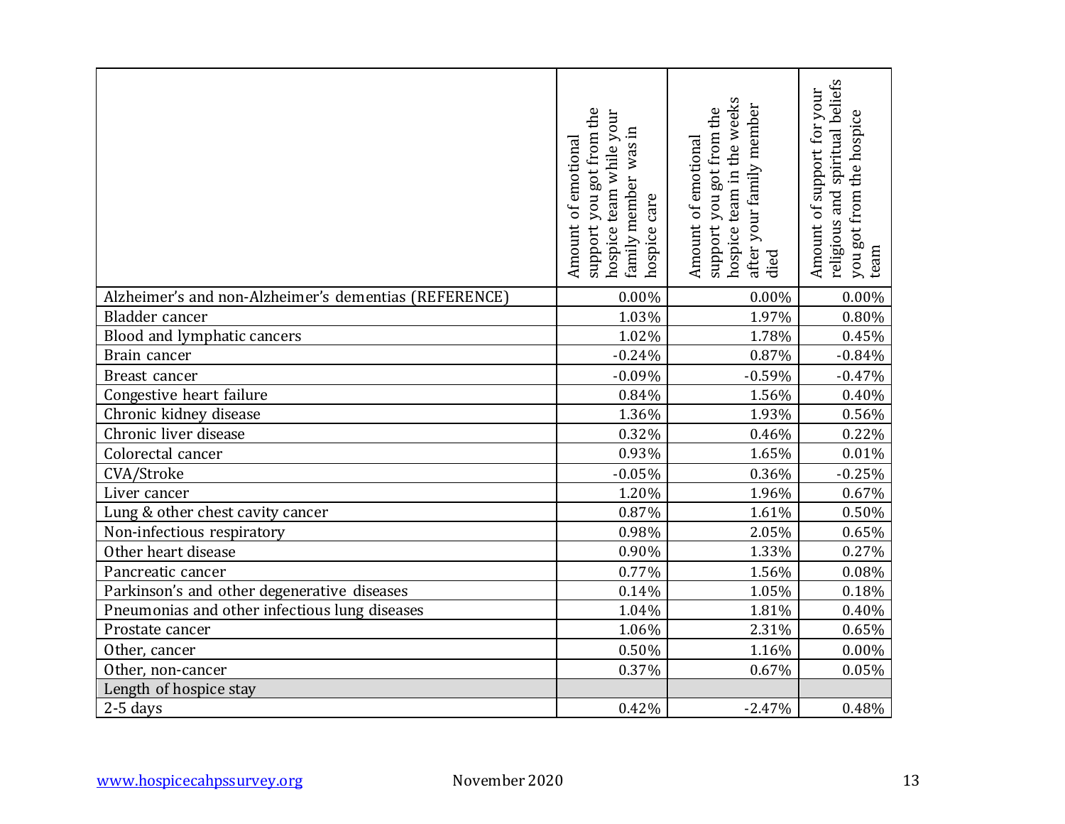| | Amount of emotional support you got from the hospice team while your family member was in hospice care | Amount of emotional support you got from the hospice team in the weeks after your family member died | Amount of support for your religious and spiritual beliefs you got from the hospice team |
|---|---|---|---|
| Alzheimer's and non-Alzheimer's dementias (REFERENCE) | 0.00% | 0.00% | 0.00% |
| Bladder cancer | 1.03% | 1.97% | 0.80% |
| Blood and lymphatic cancers | 1.02% | 1.78% | 0.45% |
| Brain cancer | -0.24% | 0.87% | -0.84% |
| Breast cancer | -0.09% | -0.59% | -0.47% |
| Congestive heart failure | 0.84% | 1.56% | 0.40% |
| Chronic kidney disease | 1.36% | 1.93% | 0.56% |
| Chronic liver disease | 0.32% | 0.46% | 0.22% |
| Colorectal cancer | 0.93% | 1.65% | 0.01% |
| CVA/Stroke | -0.05% | 0.36% | -0.25% |
| Liver cancer | 1.20% | 1.96% | 0.67% |
| Lung & other chest cavity cancer | 0.87% | 1.61% | 0.50% |
| Non-infectious respiratory | 0.98% | 2.05% | 0.65% |
| Other heart disease | 0.90% | 1.33% | 0.27% |
| Pancreatic cancer | 0.77% | 1.56% | 0.08% |
| Parkinson's and other degenerative diseases | 0.14% | 1.05% | 0.18% |
| Pneumonias and other infectious lung diseases | 1.04% | 1.81% | 0.40% |
| Prostate cancer | 1.06% | 2.31% | 0.65% |
| Other, cancer | 0.50% | 1.16% | 0.00% |
| Other, non-cancer | 0.37% | 0.67% | 0.05% |
| Length of hospice stay | | | |
| 2-5 days | 0.42% | -2.47% | 0.48% |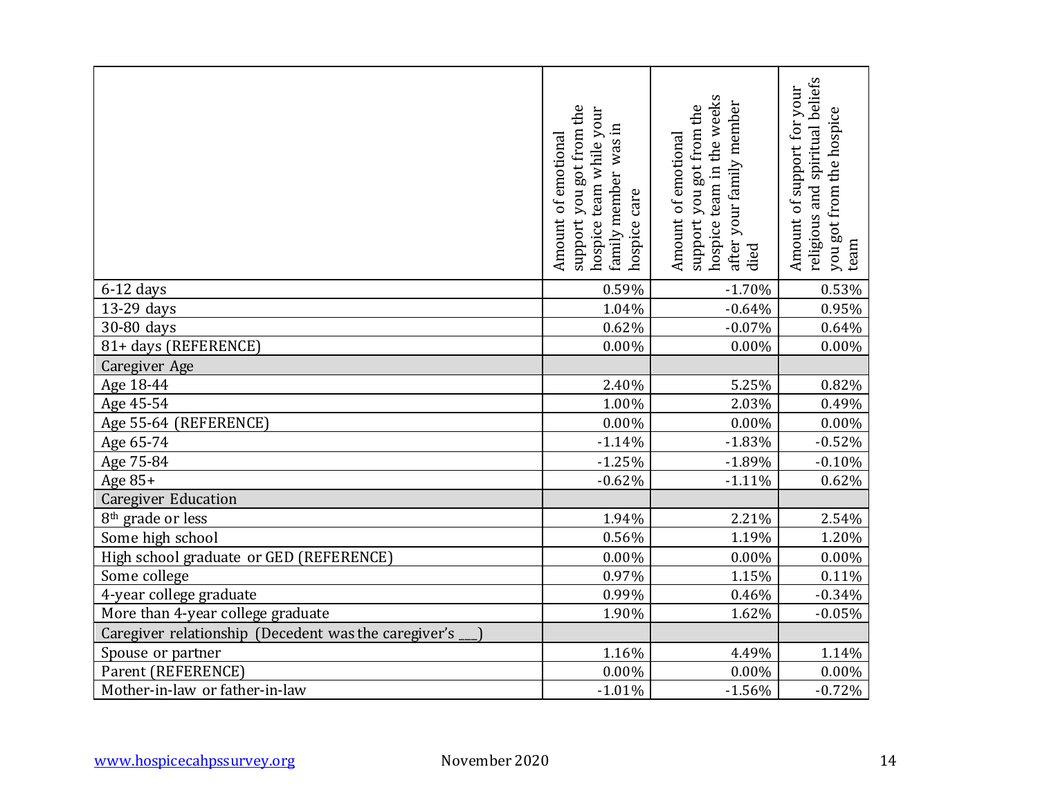| | Amount of emotional support you got from the hospice team while your family member was in hospice care | Amount of emotional support you got from the hospice team in the weeks after your family member died | Amount of support for your religious and spiritual beliefs you got from the hospice team |
|---|---|---|---|
| 6-12 days | 0.59% | -1.70% | 0.53% |
| 13-29 days | 1.04% | -0.64% | 0.95% |
| 30-80 days | 0.62% | -0.07% | 0.64% |
| 81+ days (REFERENCE) | 0.00% | 0.00% | 0.00% |
| Caregiver Age | | | |
| Age 18-44 | 2.40% | 5.25% | 0.82% |
| Age 45-54 | 1.00% | 2.03% | 0.49% |
| Age 55-64 (REFERENCE) | 0.00% | 0.00% | 0.00% |
| Age 65-74 | -1.14% | -1.83% | -0.52% |
| Age 75-84 | -1.25% | -1.89% | -0.10% |
| Age 85+ | -0.62% | -1.11% | 0.62% |
| Caregiver Education | | | |
| 8th grade or less | 1.94% | 2.21% | 2.54% |
| Some high school | 0.56% | 1.19% | 1.20% |
| High school graduate or GED (REFERENCE) | 0.00% | 0.00% | 0.00% |
| Some college | 0.97% | 1.15% | 0.11% |
| 4-year college graduate | 0.99% | 0.46% | -0.34% |
| More than 4-year college graduate | 1.90% | 1.62% | -0.05% |
| Caregiver relationship (Decedent was the caregiver's ___) | | | |
| Spouse or partner | 1.16% | 4.49% | 1.14% |
| Parent (REFERENCE) | 0.00% | 0.00% | 0.00% |
| Mother-in-law or father-in-law | -1.01% | -1.56% | -0.72% |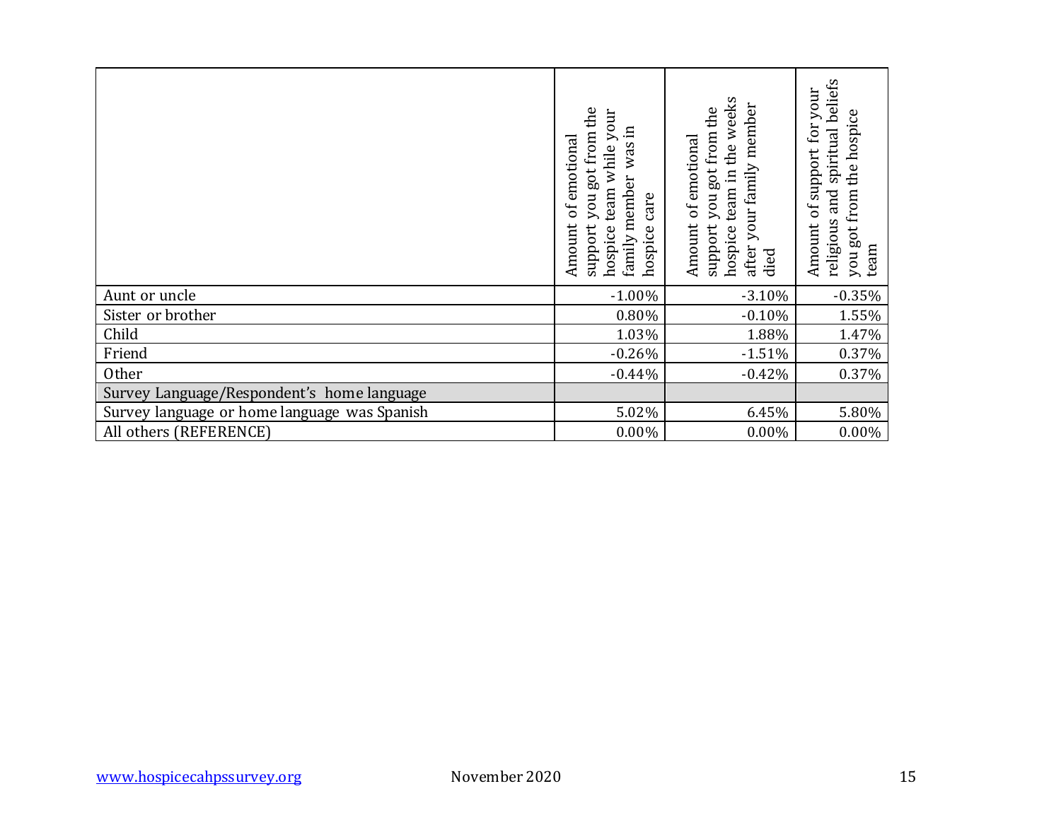| | Amount of emotional support you got from the hospice team while your family member was in hospice care | Amount of emotional support you got from the hospice team in the weeks after your family member died | Amount of support for your religious and spiritual beliefs you got from the hospice team |
|---|---|---|---|
| Aunt or uncle | -1.00% | -3.10% | -0.35% |
| Sister or brother | 0.80% | -0.10% | 1.55% |
| Child | 1.03% | 1.88% | 1.47% |
| Friend | -0.26% | -1.51% | 0.37% |
| Other | -0.44% | -0.42% | 0.37% |
| Survey Language/Respondent's home language | | | |
| Survey language or home language was Spanish | 5.02% | 6.45% | 5.80% |
| All others (REFERENCE) | 0.00% | 0.00% | 0.00% |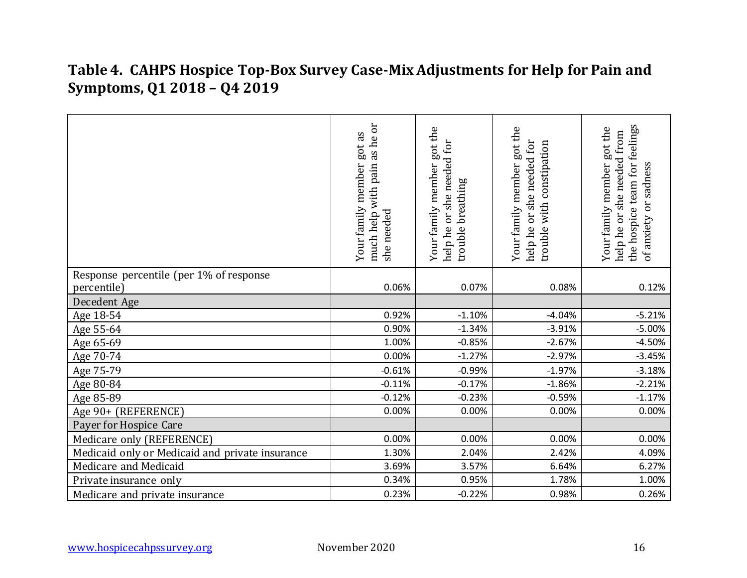**Table 4. CAHPS Hospice Top-Box Survey Case-Mix Adjustments for Help for Pain and Symptoms, Q1 2018 – Q4 2019**

| | Your family member got as much help with pain as he or she needed | Your family member got the help he or she needed for trouble breathing | Your family member got the help he or she needed for trouble with constipation | Your family member got the help he or she needed from the hospice team for feelings of anxiety or sadness |
|---|---|---|---|---|
| Response percentile (per 1% of response percentile) | 0.06% | 0.07% | 0.08% | 0.12% |
| Decedent Age | | | | |
| Age 18-54 | 0.92% | -1.10% | -4.04% | -5.21% |
| Age 55-64 | 0.90% | -1.34% | -3.91% | -5.00% |
| Age 65-69 | 1.00% | -0.85% | -2.67% | -4.50% |
| Age 70-74 | 0.00% | -1.27% | -2.97% | -3.45% |
| Age 75-79 | -0.61% | -0.99% | -1.97% | -3.18% |
| Age 80-84 | -0.11% | -0.17% | -1.86% | -2.21% |
| Age 85-89 | -0.12% | -0.23% | -0.59% | -1.17% |
| Age 90+ (REFERENCE) | 0.00% | 0.00% | 0.00% | 0.00% |
| Payer for Hospice Care | | | | |
| Medicare only (REFERENCE) | 0.00% | 0.00% | 0.00% | 0.00% |
| Medicaid only or Medicaid and private insurance | 1.30% | 2.04% | 2.42% | 4.09% |
| Medicare and Medicaid | 3.69% | 3.57% | 6.64% | 6.27% |
| Private insurance only | 0.34% | 0.95% | 1.78% | 1.00% |
| Medicare and private insurance | 0.23% | -0.22% | 0.98% | 0.26% |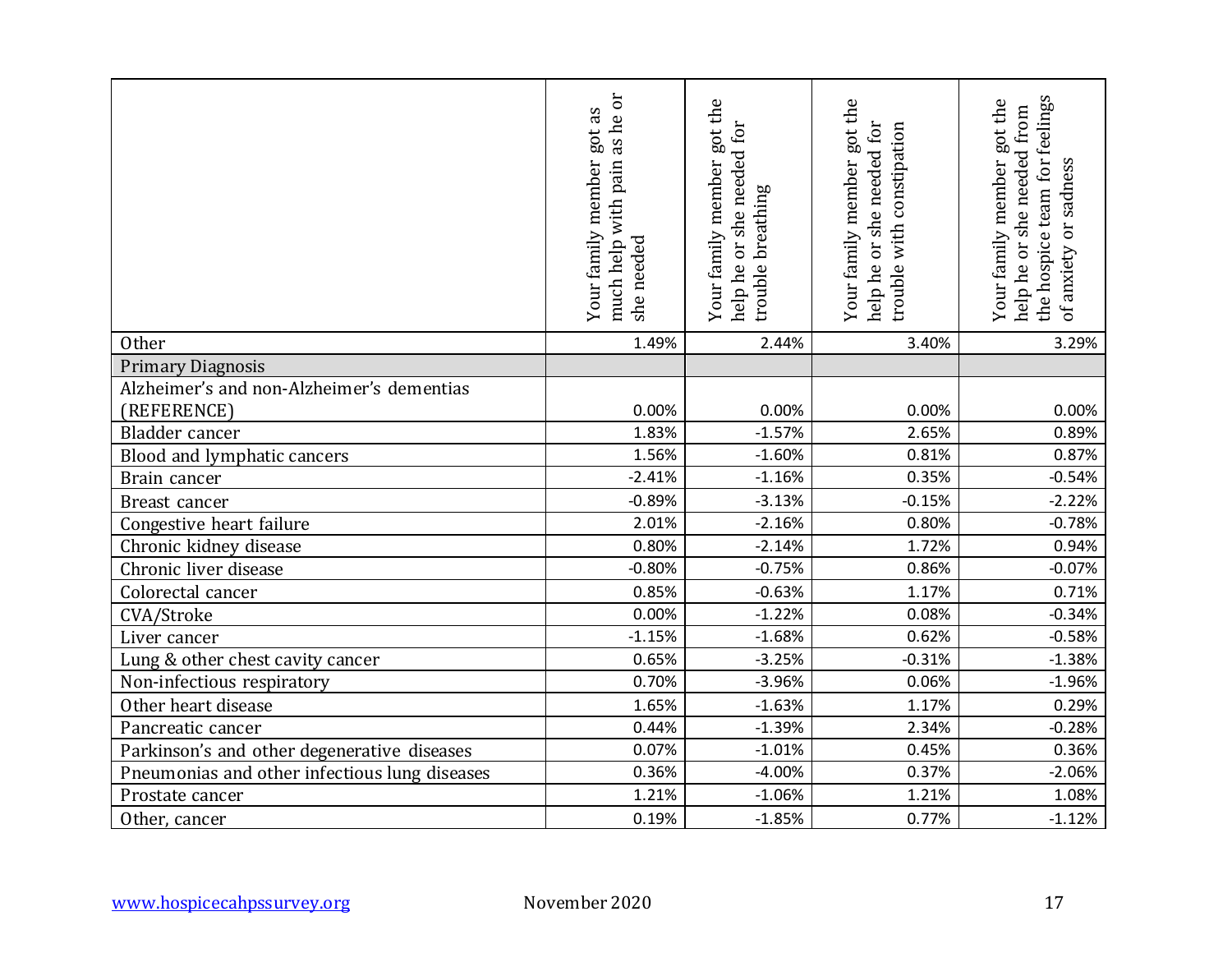| | Your family member got as much help with pain as he or she needed | Your family member got the help he or she needed for trouble breathing | Your family member got the help he or she needed for trouble with constipation | Your family member got the help he or she needed from the hospice team for feelings of anxiety or sadness |
|---|---|---|---|---|
| Other | 1.49% | 2.44% | 3.40% | 3.29% |
| Primary Diagnosis | | | | |
| Alzheimer's and non-Alzheimer's dementias (REFERENCE) | 0.00% | 0.00% | 0.00% | 0.00% |
| Bladder cancer | 1.83% | -1.57% | 2.65% | 0.89% |
| Blood and lymphatic cancers | 1.56% | -1.60% | 0.81% | 0.87% |
| Brain cancer | -2.41% | -1.16% | 0.35% | -0.54% |
| Breast cancer | -0.89% | -3.13% | -0.15% | -2.22% |
| Congestive heart failure | 2.01% | -2.16% | 0.80% | -0.78% |
| Chronic kidney disease | 0.80% | -2.14% | 1.72% | 0.94% |
| Chronic liver disease | -0.80% | -0.75% | 0.86% | -0.07% |
| Colorectal cancer | 0.85% | -0.63% | 1.17% | 0.71% |
| CVA/Stroke | 0.00% | -1.22% | 0.08% | -0.34% |
| Liver cancer | -1.15% | -1.68% | 0.62% | -0.58% |
| Lung & other chest cavity cancer | 0.65% | -3.25% | -0.31% | -1.38% |
| Non-infectious respiratory | 0.70% | -3.96% | 0.06% | -1.96% |
| Other heart disease | 1.65% | -1.63% | 1.17% | 0.29% |
| Pancreatic cancer | 0.44% | -1.39% | 2.34% | -0.28% |
| Parkinson's and other degenerative diseases | 0.07% | -1.01% | 0.45% | 0.36% |
| Pneumonias and other infectious lung diseases | 0.36% | -4.00% | 0.37% | -2.06% |
| Prostate cancer | 1.21% | -1.06% | 1.21% | 1.08% |
| Other, cancer | 0.19% | -1.85% | 0.77% | -1.12% |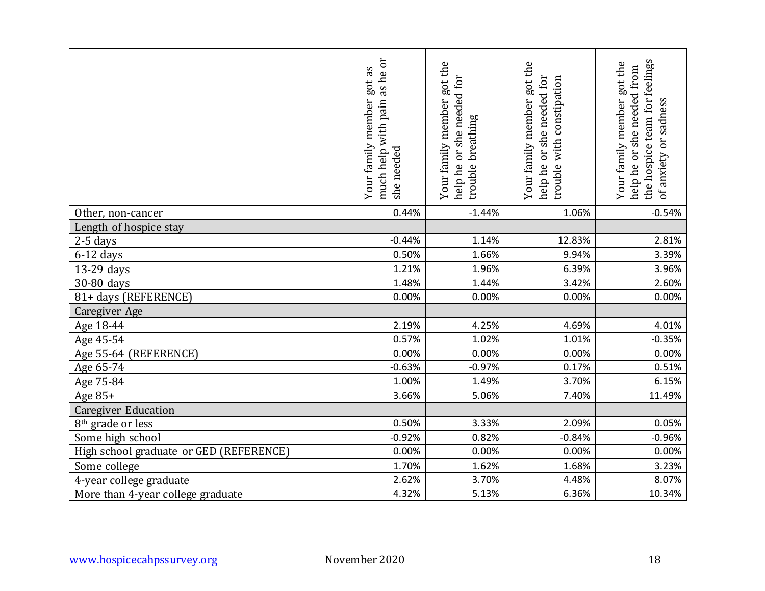| | Your family member got as much help with pain as he or she needed | Your family member got the help he or she needed for trouble breathing | Your family member got the help he or she needed for trouble with constipation | Your family member got the help he or she needed from the hospice team for feelings of anxiety or sadness |
|---|---|---|---|---|
| Other, non-cancer | 0.44% | -1.44% | 1.06% | -0.54% |
| Length of hospice stay | | | | |
| 2-5 days | -0.44% | 1.14% | 12.83% | 2.81% |
| 6-12 days | 0.50% | 1.66% | 9.94% | 3.39% |
| 13-29 days | 1.21% | 1.96% | 6.39% | 3.96% |
| 30-80 days | 1.48% | 1.44% | 3.42% | 2.60% |
| 81+ days (REFERENCE) | 0.00% | 0.00% | 0.00% | 0.00% |
| Caregiver Age | | | | |
| Age 18-44 | 2.19% | 4.25% | 4.69% | 4.01% |
| Age 45-54 | 0.57% | 1.02% | 1.01% | -0.35% |
| Age 55-64 (REFERENCE) | 0.00% | 0.00% | 0.00% | 0.00% |
| Age 65-74 | -0.63% | -0.97% | 0.17% | 0.51% |
| Age 75-84 | 1.00% | 1.49% | 3.70% | 6.15% |
| Age 85+ | 3.66% | 5.06% | 7.40% | 11.49% |
| Caregiver Education | | | | |
| 8th grade or less | 0.50% | 3.33% | 2.09% | 0.05% |
| Some high school | -0.92% | 0.82% | -0.84% | -0.96% |
| High school graduate or GED (REFERENCE) | 0.00% | 0.00% | 0.00% | 0.00% |
| Some college | 1.70% | 1.62% | 1.68% | 3.23% |
| 4-year college graduate | 2.62% | 3.70% | 4.48% | 8.07% |
| More than 4-year college graduate | 4.32% | 5.13% | 6.36% | 10.34% |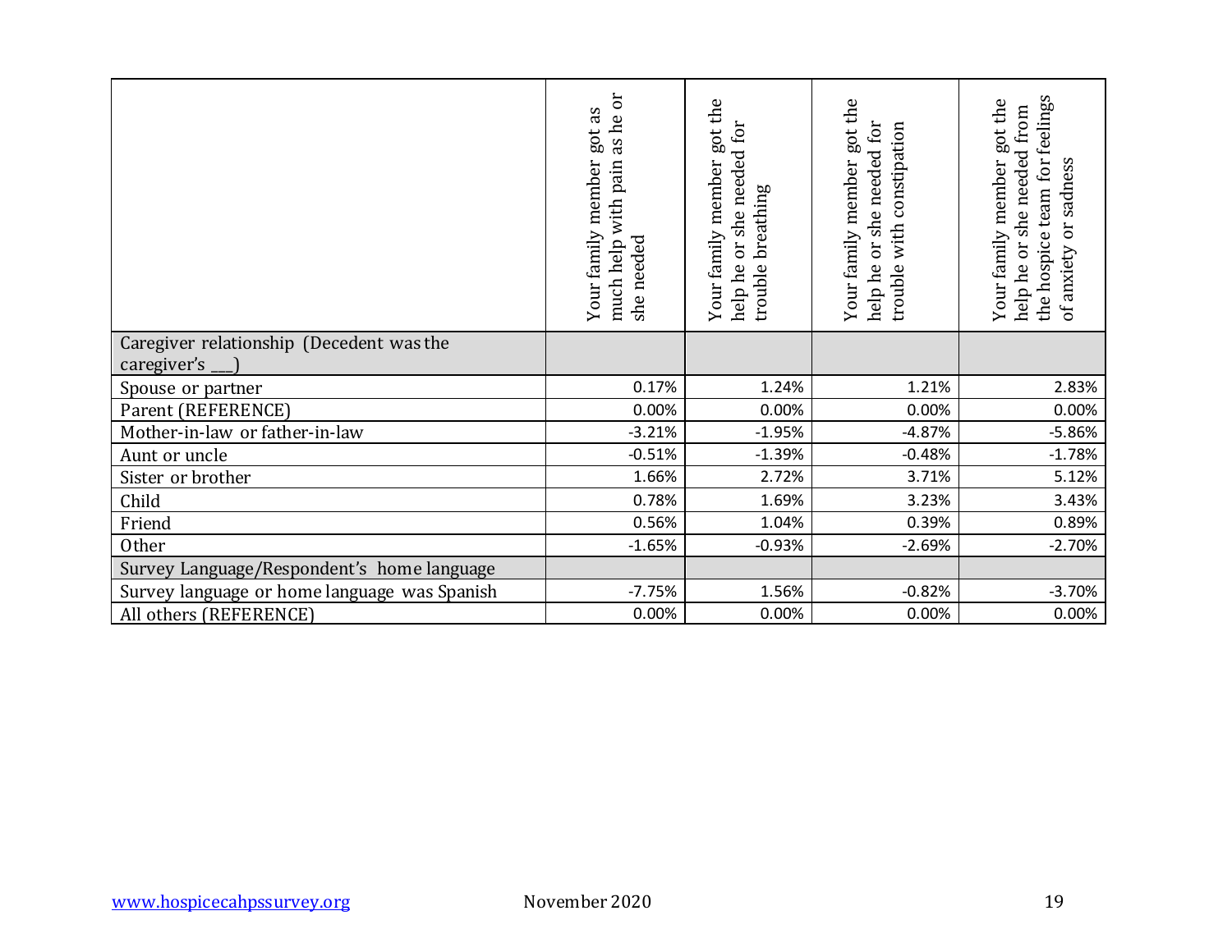| | Your family member got as much help with pain as he or she needed | Your family member got the help he or she needed for trouble breathing | Your family member got the help he or she needed for trouble with constipation | Your family member got the help he or she needed from the hospice team for feelings of anxiety or sadness |
|---|---|---|---|---|
| Caregiver relationship (Decedent was the caregiver's ___) | | | | |
| Spouse or partner | 0.17% | 1.24% | 1.21% | 2.83% |
| Parent (REFERENCE) | 0.00% | 0.00% | 0.00% | 0.00% |
| Mother-in-law or father-in-law | -3.21% | -1.95% | -4.87% | -5.86% |
| Aunt or uncle | -0.51% | -1.39% | -0.48% | -1.78% |
| Sister or brother | 1.66% | 2.72% | 3.71% | 5.12% |
| Child | 0.78% | 1.69% | 3.23% | 3.43% |
| Friend | 0.56% | 1.04% | 0.39% | 0.89% |
| Other | -1.65% | -0.93% | -2.69% | -2.70% |
| Survey Language/Respondent's home language | | | | |
| Survey language or home language was Spanish | -7.75% | 1.56% | -0.82% | -3.70% |
| All others (REFERENCE) | 0.00% | 0.00% | 0.00% | 0.00% |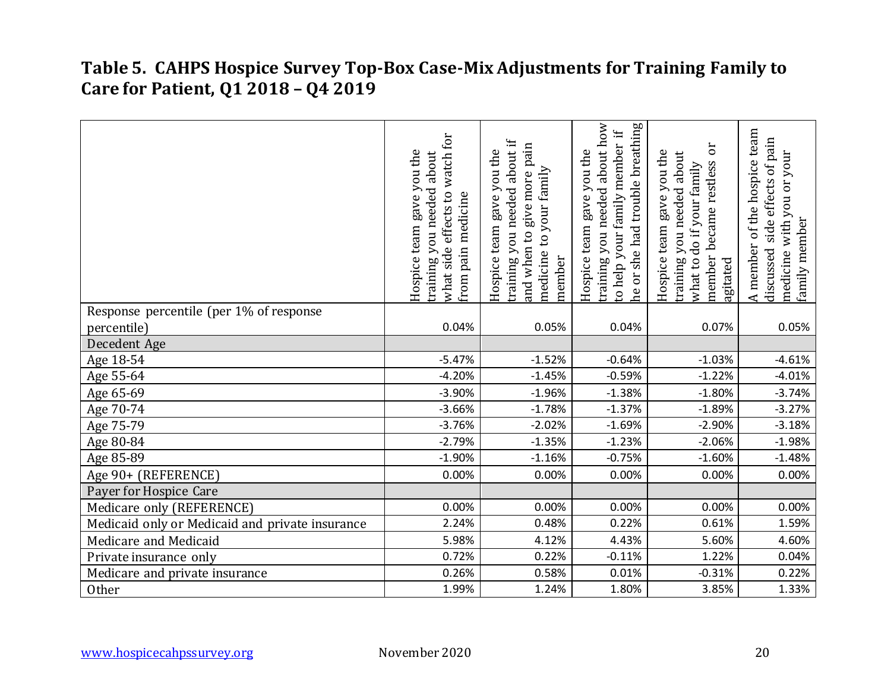## Table 5. CAHPS Hospice Survey Top-Box Case-Mix Adjustments for Training Family to Care for Patient, Q1 2018 – Q4 2019

| | Hospice team gave you the training you needed about what side effects to watch for from pain medicine | Hospice team gave you the training you needed about if and when to give more pain medicine to your family member | Hospice team gave you the training you needed about how to help your family member if he or she had trouble breathing | Hospice team gave you the training you needed about what to do if your family member became restless or agitated | A member of the hospice team discussed side effects of pain medicine with you or your family member |
|---|---|---|---|---|---|
| Response percentile (per 1% of response percentile) | 0.04% | 0.05% | 0.04% | 0.07% | 0.05% |
| Decedent Age | | | | | |
| Age 18-54 | -5.47% | -1.52% | -0.64% | -1.03% | -4.61% |
| Age 55-64 | -4.20% | -1.45% | -0.59% | -1.22% | -4.01% |
| Age 65-69 | -3.90% | -1.96% | -1.38% | -1.80% | -3.74% |
| Age 70-74 | -3.66% | -1.78% | -1.37% | -1.89% | -3.27% |
| Age 75-79 | -3.76% | -2.02% | -1.69% | -2.90% | -3.18% |
| Age 80-84 | -2.79% | -1.35% | -1.23% | -2.06% | -1.98% |
| Age 85-89 | -1.90% | -1.16% | -0.75% | -1.60% | -1.48% |
| Age 90+ (REFERENCE) | 0.00% | 0.00% | 0.00% | 0.00% | 0.00% |
| Payer for Hospice Care | | | | | |
| Medicare only (REFERENCE) | 0.00% | 0.00% | 0.00% | 0.00% | 0.00% |
| Medicaid only or Medicaid and private insurance | 2.24% | 0.48% | 0.22% | 0.61% | 1.59% |
| Medicare and Medicaid | 5.98% | 4.12% | 4.43% | 5.60% | 4.60% |
| Private insurance only | 0.72% | 0.22% | -0.11% | 1.22% | 0.04% |
| Medicare and private insurance | 0.26% | 0.58% | 0.01% | -0.31% | 0.22% |
| Other | 1.99% | 1.24% | 1.80% | 3.85% | 1.33% |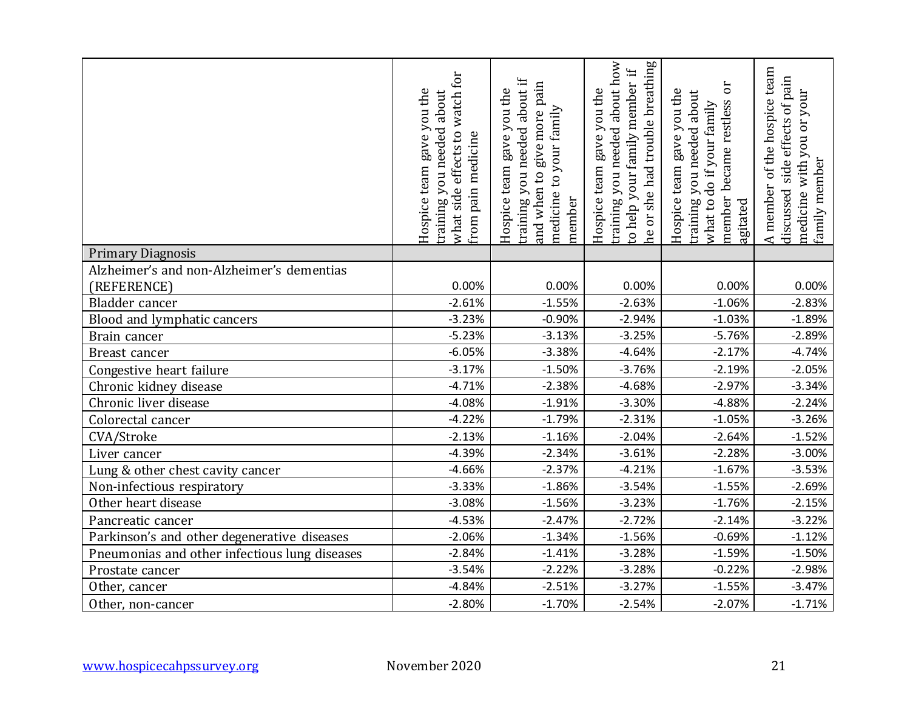| | Hospice team gave you the training you needed about what side effects to watch for from pain medicine | Hospice team gave you the training you needed about if and when to give more pain medicine to your family member | Hospice team gave you the training you needed about how to help your family member if he or she had trouble breathing | Hospice team gave you the training you needed about what to do if your family member became restless or agitated | A member of the hospice team discussed side effects of pain medicine with you or your family member |
|---|---|---|---|---|---|
| Primary Diagnosis | | | | | |
| Alzheimer's and non-Alzheimer's dementias (REFERENCE) | 0.00% | 0.00% | 0.00% | 0.00% | 0.00% |
| Bladder cancer | -2.61% | -1.55% | -2.63% | -1.06% | -2.83% |
| Blood and lymphatic cancers | -3.23% | -0.90% | -2.94% | -1.03% | -1.89% |
| Brain cancer | -5.23% | -3.13% | -3.25% | -5.76% | -2.89% |
| Breast cancer | -6.05% | -3.38% | -4.64% | -2.17% | -4.74% |
| Congestive heart failure | -3.17% | -1.50% | -3.76% | -2.19% | -2.05% |
| Chronic kidney disease | -4.71% | -2.38% | -4.68% | -2.97% | -3.34% |
| Chronic liver disease | -4.08% | -1.91% | -3.30% | -4.88% | -2.24% |
| Colorectal cancer | -4.22% | -1.79% | -2.31% | -1.05% | -3.26% |
| CVA/Stroke | -2.13% | -1.16% | -2.04% | -2.64% | -1.52% |
| Liver cancer | -4.39% | -2.34% | -3.61% | -2.28% | -3.00% |
| Lung & other chest cavity cancer | -4.66% | -2.37% | -4.21% | -1.67% | -3.53% |
| Non-infectious respiratory | -3.33% | -1.86% | -3.54% | -1.55% | -2.69% |
| Other heart disease | -3.08% | -1.56% | -3.23% | -1.76% | -2.15% |
| Pancreatic cancer | -4.53% | -2.47% | -2.72% | -2.14% | -3.22% |
| Parkinson's and other degenerative diseases | -2.06% | -1.34% | -1.56% | -0.69% | -1.12% |
| Pneumonias and other infectious lung diseases | -2.84% | -1.41% | -3.28% | -1.59% | -1.50% |
| Prostate cancer | -3.54% | -2.22% | -3.28% | -0.22% | -2.98% |
| Other, cancer | -4.84% | -2.51% | -3.27% | -1.55% | -3.47% |
| Other, non-cancer | -2.80% | -1.70% | -2.54% | -2.07% | -1.71% |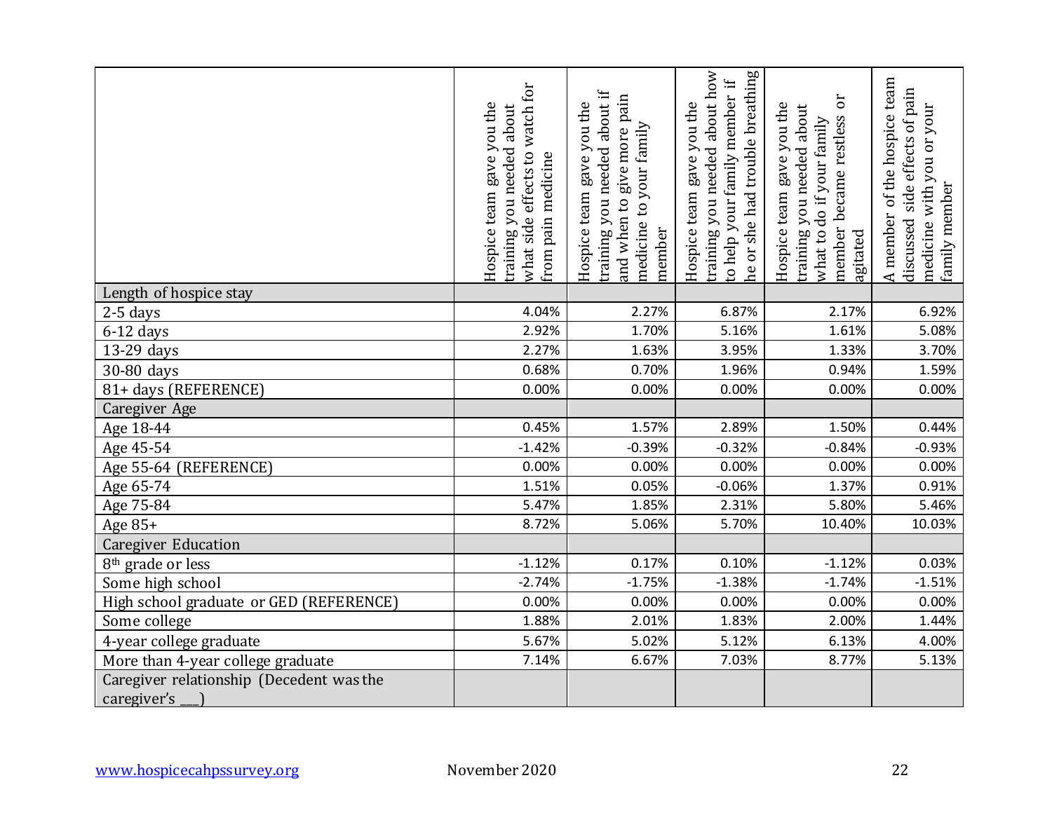| | Hospice team gave you the training you needed about what side effects to watch for from pain medicine | Hospice team gave you the training you needed about if and when to give more pain medicine to your family member | Hospice team gave you the training you needed about how to help your family member if he or she had trouble breathing | Hospice team gave you the training you needed about what to do if your family member became restless or agitated | A member of the hospice team discussed side effects of pain medicine with you or your family member |
|---|---|---|---|---|---|
| Length of hospice stay | | | | | |
| 2-5 days | 4.04% | 2.27% | 6.87% | 2.17% | 6.92% |
| 6-12 days | 2.92% | 1.70% | 5.16% | 1.61% | 5.08% |
| 13-29 days | 2.27% | 1.63% | 3.95% | 1.33% | 3.70% |
| 30-80 days | 0.68% | 0.70% | 1.96% | 0.94% | 1.59% |
| 81+ days (REFERENCE) | 0.00% | 0.00% | 0.00% | 0.00% | 0.00% |
| Caregiver Age | | | | | |
| Age 18-44 | 0.45% | 1.57% | 2.89% | 1.50% | 0.44% |
| Age 45-54 | -1.42% | -0.39% | -0.32% | -0.84% | -0.93% |
| Age 55-64 (REFERENCE) | 0.00% | 0.00% | 0.00% | 0.00% | 0.00% |
| Age 65-74 | 1.51% | 0.05% | -0.06% | 1.37% | 0.91% |
| Age 75-84 | 5.47% | 1.85% | 2.31% | 5.80% | 5.46% |
| Age 85+ | 8.72% | 5.06% | 5.70% | 10.40% | 10.03% |
| Caregiver Education | | | | | |
| 8th grade or less | -1.12% | 0.17% | 0.10% | -1.12% | 0.03% |
| Some high school | -2.74% | -1.75% | -1.38% | -1.74% | -1.51% |
| High school graduate or GED (REFERENCE) | 0.00% | 0.00% | 0.00% | 0.00% | 0.00% |
| Some college | 1.88% | 2.01% | 1.83% | 2.00% | 1.44% |
| 4-year college graduate | 5.67% | 5.02% | 5.12% | 6.13% | 4.00% |
| More than 4-year college graduate | 7.14% | 6.67% | 7.03% | 8.77% | 5.13% |
| Caregiver relationship (Decedent was the caregiver's ___) | | | | | |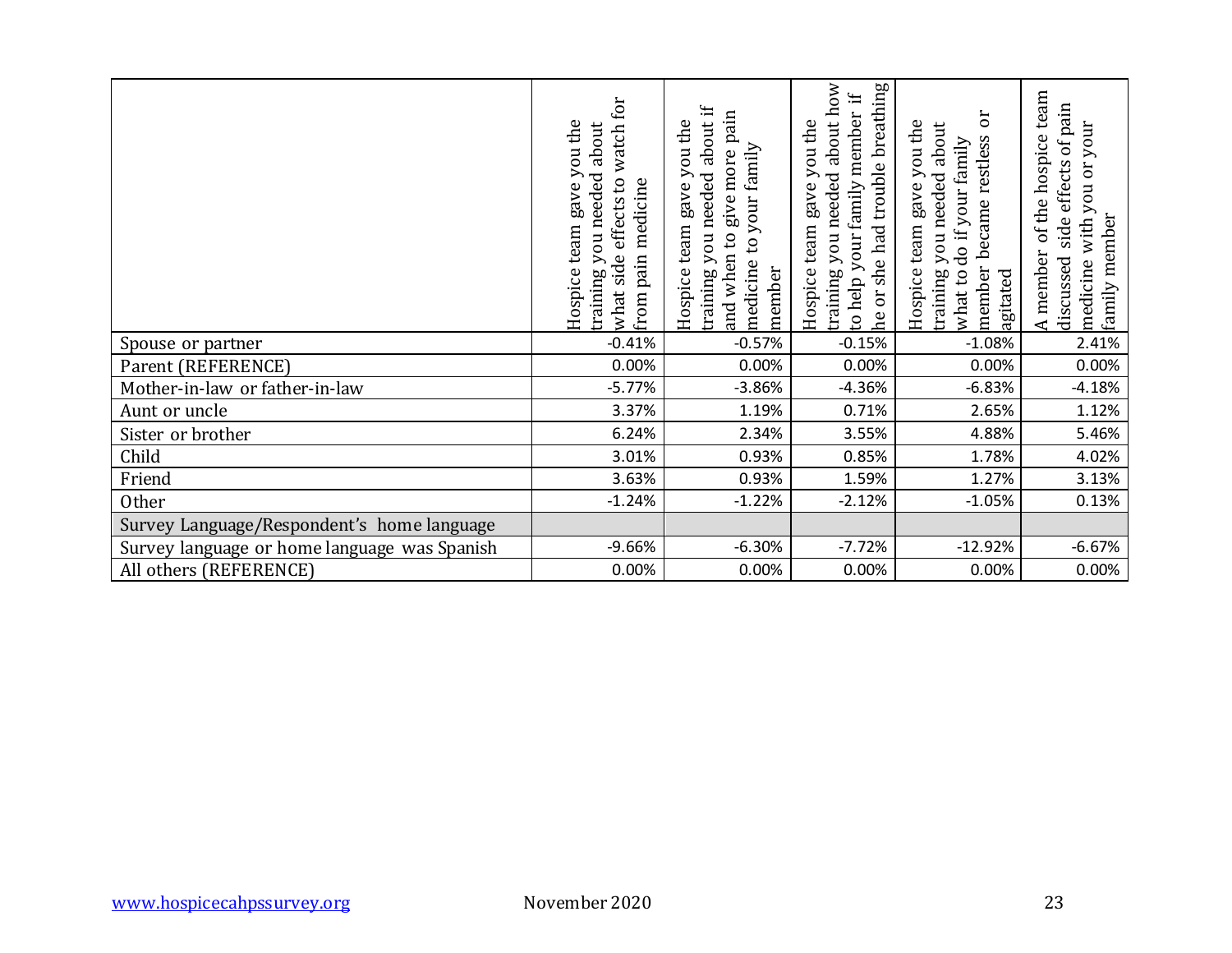| | Hospice team gave you the training you needed about what side effects to watch for from pain medicine | Hospice team gave you the training you needed about if and when to give more pain medicine to your family member | Hospice team gave you the training you needed about how to help your family member if he or she had trouble breathing | Hospice team gave you the training you needed about what to do if your family member became restless or agitated | A member of the hospice team discussed side effects of pain medicine with you or your family member |
|---|---|---|---|---|---|
| Spouse or partner | -0.41% | -0.57% | -0.15% | -1.08% | 2.41% |
| Parent (REFERENCE) | 0.00% | 0.00% | 0.00% | 0.00% | 0.00% |
| Mother-in-law or father-in-law | -5.77% | -3.86% | -4.36% | -6.83% | -4.18% |
| Aunt or uncle | 3.37% | 1.19% | 0.71% | 2.65% | 1.12% |
| Sister or brother | 6.24% | 2.34% | 3.55% | 4.88% | 5.46% |
| Child | 3.01% | 0.93% | 0.85% | 1.78% | 4.02% |
| Friend | 3.63% | 0.93% | 1.59% | 1.27% | 3.13% |
| Other | -1.24% | -1.22% | -2.12% | -1.05% | 0.13% |
| Survey Language/Respondent's home language | | | | | |
| Survey language or home language was Spanish | -9.66% | -6.30% | -7.72% | -12.92% | -6.67% |
| All others (REFERENCE) | 0.00% | 0.00% | 0.00% | 0.00% | 0.00% |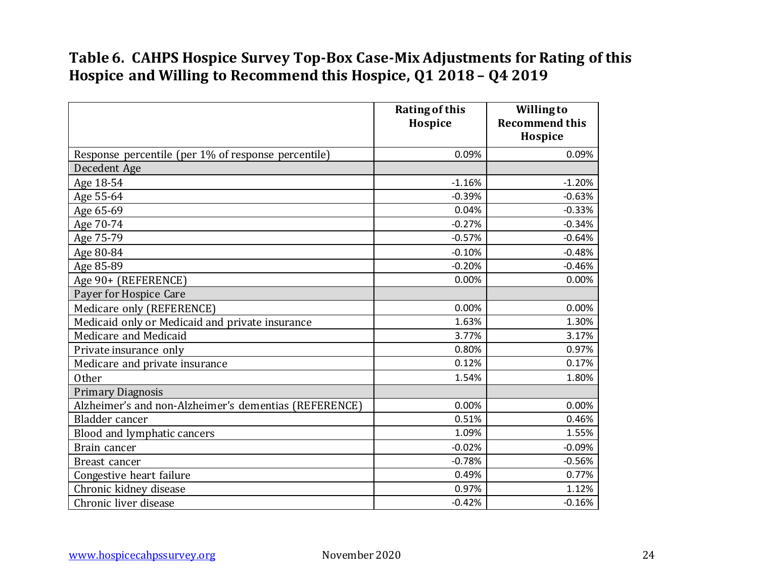### Table 6. CAHPS Hospice Survey Top-Box Case-Mix Adjustments for Rating of this Hospice and Willing to Recommend this Hospice, Q1 2018 – Q4 2019

| | Rating of this Hospice | Willing to Recommend this Hospice |
|---|---|---|
| Response percentile (per 1% of response percentile) | 0.09% | 0.09% |
| Decedent Age | | |
| Age 18-54 | -1.16% | -1.20% |
| Age 55-64 | -0.39% | -0.63% |
| Age 65-69 | 0.04% | -0.33% |
| Age 70-74 | -0.27% | -0.34% |
| Age 75-79 | -0.57% | -0.64% |
| Age 80-84 | -0.10% | -0.48% |
| Age 85-89 | -0.20% | -0.46% |
| Age 90+ (REFERENCE) | 0.00% | 0.00% |
| Payer for Hospice Care | | |
| Medicare only (REFERENCE) | 0.00% | 0.00% |
| Medicaid only or Medicaid and private insurance | 1.63% | 1.30% |
| Medicare and Medicaid | 3.77% | 3.17% |
| Private insurance only | 0.80% | 0.97% |
| Medicare and private insurance | 0.12% | 0.17% |
| Other | 1.54% | 1.80% |
| Primary Diagnosis | | |
| Alzheimer's and non-Alzheimer's dementias (REFERENCE) | 0.00% | 0.00% |
| Bladder cancer | 0.51% | 0.46% |
| Blood and lymphatic cancers | 1.09% | 1.55% |
| Brain cancer | -0.02% | -0.09% |
| Breast cancer | -0.78% | -0.56% |
| Congestive heart failure | 0.49% | 0.77% |
| Chronic kidney disease | 0.97% | 1.12% |
| Chronic liver disease | -0.42% | -0.16% |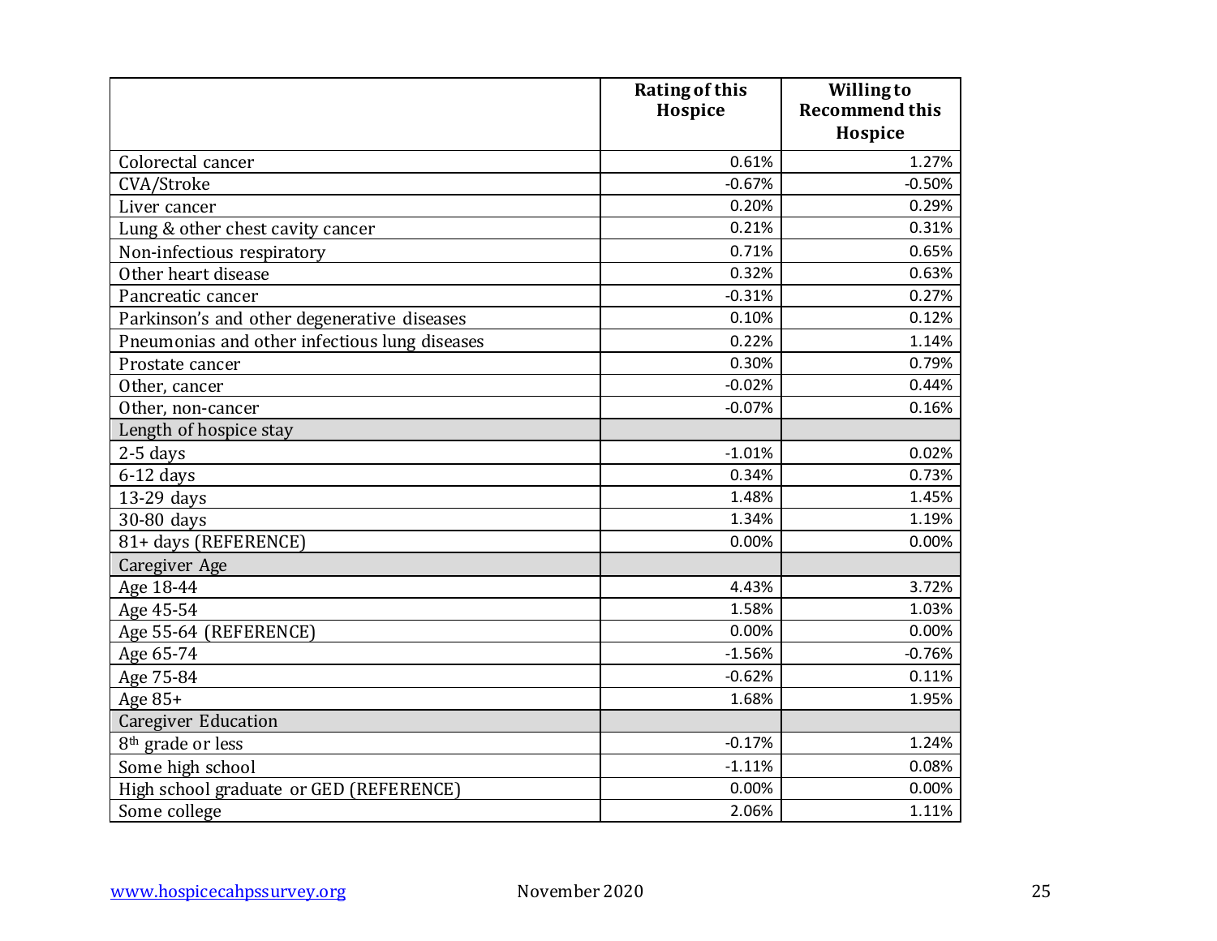| | Rating of this Hospice | Willing to Recommend this Hospice |
|---|---|---|
| Colorectal cancer | 0.61% | 1.27% |
| CVA/Stroke | -0.67% | -0.50% |
| Liver cancer | 0.20% | 0.29% |
| Lung & other chest cavity cancer | 0.21% | 0.31% |
| Non-infectious respiratory | 0.71% | 0.65% |
| Other heart disease | 0.32% | 0.63% |
| Pancreatic cancer | -0.31% | 0.27% |
| Parkinson's and other degenerative diseases | 0.10% | 0.12% |
| Pneumonias and other infectious lung diseases | 0.22% | 1.14% |
| Prostate cancer | 0.30% | 0.79% |
| Other, cancer | -0.02% | 0.44% |
| Other, non-cancer | -0.07% | 0.16% |
| Length of hospice stay | | |
| 2-5 days | -1.01% | 0.02% |
| 6-12 days | 0.34% | 0.73% |
| 13-29 days | 1.48% | 1.45% |
| 30-80 days | 1.34% | 1.19% |
| 81+ days (REFERENCE) | 0.00% | 0.00% |
| Caregiver Age | | |
| Age 18-44 | 4.43% | 3.72% |
| Age 45-54 | 1.58% | 1.03% |
| Age 55-64 (REFERENCE) | 0.00% | 0.00% |
| Age 65-74 | -1.56% | -0.76% |
| Age 75-84 | -0.62% | 0.11% |
| Age 85+ | 1.68% | 1.95% |
| Caregiver Education | | |
| 8th grade or less | -0.17% | 1.24% |
| Some high school | -1.11% | 0.08% |
| High school graduate or GED (REFERENCE) | 0.00% | 0.00% |
| Some college | 2.06% | 1.11% |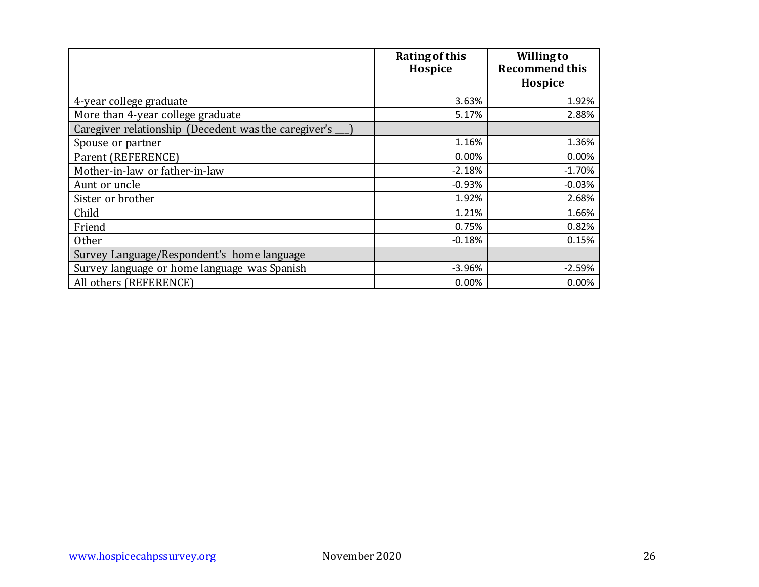| | Rating of this Hospice | Willing to Recommend this Hospice |
|---|---|---|
| 4-year college graduate | 3.63% | 1.92% |
| More than 4-year college graduate | 5.17% | 2.88% |
| Caregiver relationship (Decedent was the caregiver's ___) | | |
| Spouse or partner | 1.16% | 1.36% |
| Parent (REFERENCE) | 0.00% | 0.00% |
| Mother-in-law or father-in-law | -2.18% | -1.70% |
| Aunt or uncle | -0.93% | -0.03% |
| Sister or brother | 1.92% | 2.68% |
| Child | 1.21% | 1.66% |
| Friend | 0.75% | 0.82% |
| Other | -0.18% | 0.15% |
| Survey Language/Respondent's home language | | |
| Survey language or home language was Spanish | -3.96% | -2.59% |
| All others (REFERENCE) | 0.00% | 0.00% |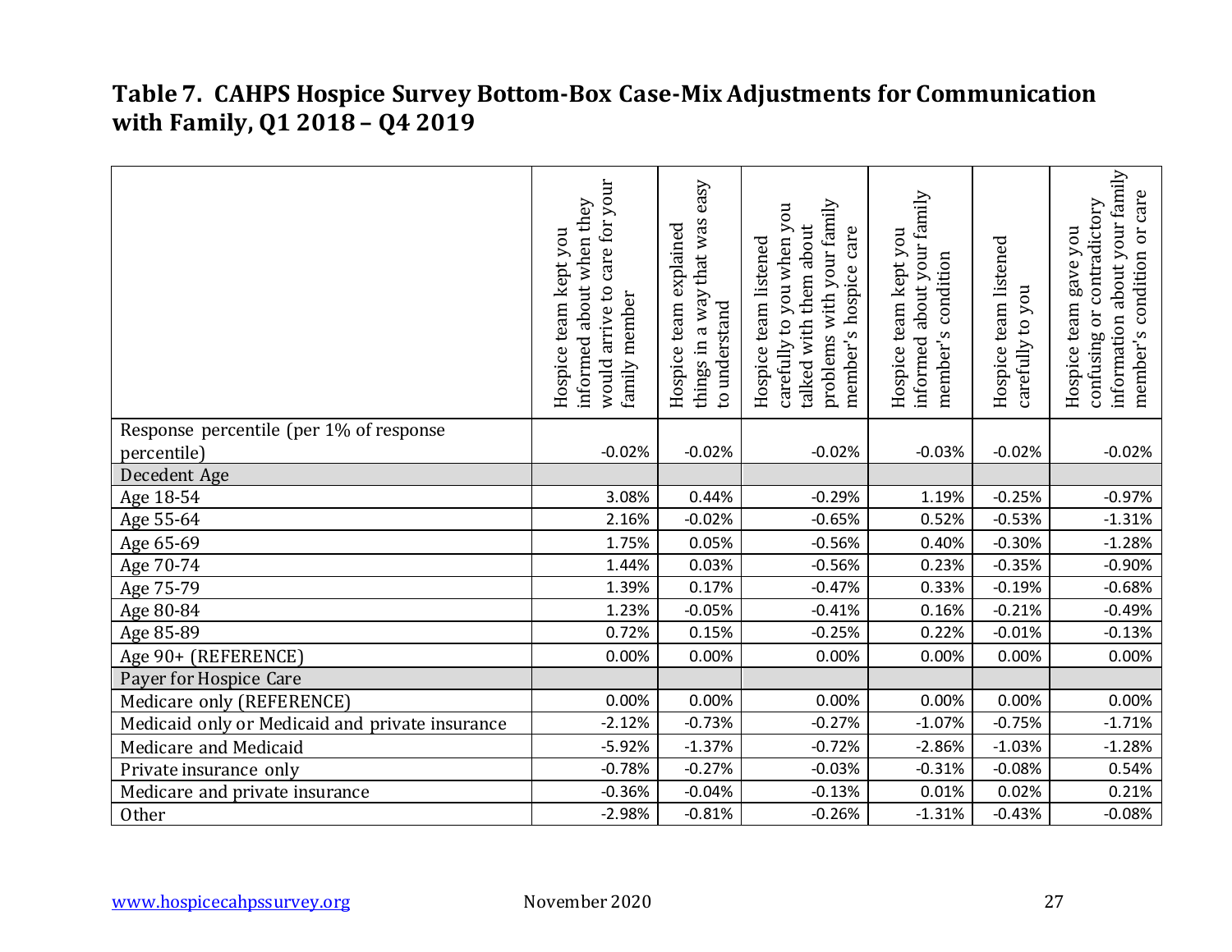### Table 7. CAHPS Hospice Survey Bottom-Box Case-Mix Adjustments for Communication with Family, Q1 2018 – Q4 2019

| | Hospice team kept you informed about when they would arrive to care for your family member | Hospice team explained things in a way that was easy to understand | Hospice team listened carefully to you when you talked with them about problems with your family member's hospice care | Hospice team kept you informed about your family member's condition | Hospice team listened carefully to you | Hospice team gave you confusing or contradictory information about your family member's condition or care |
|---|---|---|---|---|---|---|
| Response percentile (per 1% of response percentile) | -0.02% | -0.02% | -0.02% | -0.03% | -0.02% | -0.02% |
| Decedent Age | | | | | | |
| Age 18-54 | 3.08% | 0.44% | -0.29% | 1.19% | -0.25% | -0.97% |
| Age 55-64 | 2.16% | -0.02% | -0.65% | 0.52% | -0.53% | -1.31% |
| Age 65-69 | 1.75% | 0.05% | -0.56% | 0.40% | -0.30% | -1.28% |
| Age 70-74 | 1.44% | 0.03% | -0.56% | 0.23% | -0.35% | -0.90% |
| Age 75-79 | 1.39% | 0.17% | -0.47% | 0.33% | -0.19% | -0.68% |
| Age 80-84 | 1.23% | -0.05% | -0.41% | 0.16% | -0.21% | -0.49% |
| Age 85-89 | 0.72% | 0.15% | -0.25% | 0.22% | -0.01% | -0.13% |
| Age 90+ (REFERENCE) | 0.00% | 0.00% | 0.00% | 0.00% | 0.00% | 0.00% |
| Payer for Hospice Care | | | | | | |
| Medicare only (REFERENCE) | 0.00% | 0.00% | 0.00% | 0.00% | 0.00% | 0.00% |
| Medicaid only or Medicaid and private insurance | -2.12% | -0.73% | -0.27% | -1.07% | -0.75% | -1.71% |
| Medicare and Medicaid | -5.92% | -1.37% | -0.72% | -2.86% | -1.03% | -1.28% |
| Private insurance only | -0.78% | -0.27% | -0.03% | -0.31% | -0.08% | 0.54% |
| Medicare and private insurance | -0.36% | -0.04% | -0.13% | 0.01% | 0.02% | 0.21% |
| Other | -2.98% | -0.81% | -0.26% | -1.31% | -0.43% | -0.08% |

www.hospicecahpssurvey.org November 2020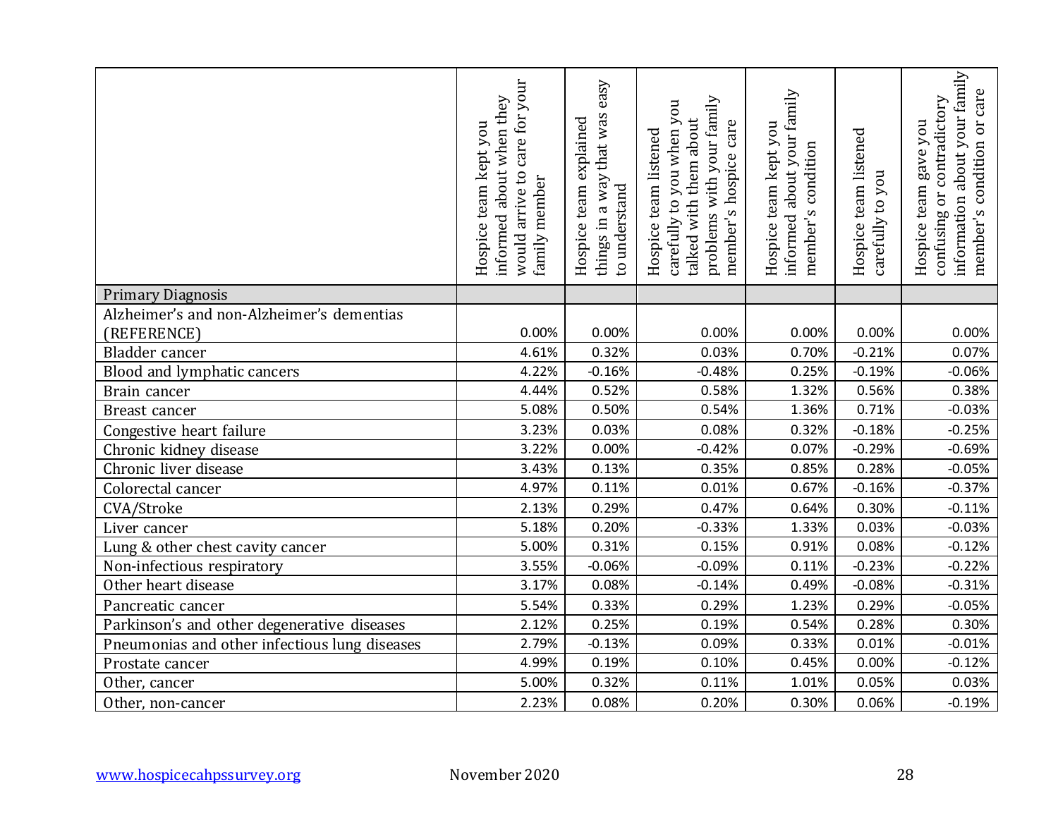| | Hospice team kept you informed about when they would arrive to care for your family member | Hospice team explained things in a way that was easy to understand | Hospice team listened carefully to you when you talked with them about problems with your family member's hospice care | Hospice team kept you informed about your family member's condition | Hospice team listened carefully to you | Hospice team gave you confusing or contradictory information about your family member's condition or care |
|---|---|---|---|---|---|---|
| Primary Diagnosis | | | | | | |
| Alzheimer's and non-Alzheimer's dementias (REFERENCE) | 0.00% | 0.00% | 0.00% | 0.00% | 0.00% | 0.00% |
| Bladder cancer | 4.61% | 0.32% | 0.03% | 0.70% | -0.21% | 0.07% |
| Blood and lymphatic cancers | 4.22% | -0.16% | -0.48% | 0.25% | -0.19% | -0.06% |
| Brain cancer | 4.44% | 0.52% | 0.58% | 1.32% | 0.56% | 0.38% |
| Breast cancer | 5.08% | 0.50% | 0.54% | 1.36% | 0.71% | -0.03% |
| Congestive heart failure | 3.23% | 0.03% | 0.08% | 0.32% | -0.18% | -0.25% |
| Chronic kidney disease | 3.22% | 0.00% | -0.42% | 0.07% | -0.29% | -0.69% |
| Chronic liver disease | 3.43% | 0.13% | 0.35% | 0.85% | 0.28% | -0.05% |
| Colorectal cancer | 4.97% | 0.11% | 0.01% | 0.67% | -0.16% | -0.37% |
| CVA/Stroke | 2.13% | 0.29% | 0.47% | 0.64% | 0.30% | -0.11% |
| Liver cancer | 5.18% | 0.20% | -0.33% | 1.33% | 0.03% | -0.03% |
| Lung & other chest cavity cancer | 5.00% | 0.31% | 0.15% | 0.91% | 0.08% | -0.12% |
| Non-infectious respiratory | 3.55% | -0.06% | -0.09% | 0.11% | -0.23% | -0.22% |
| Other heart disease | 3.17% | 0.08% | -0.14% | 0.49% | -0.08% | -0.31% |
| Pancreatic cancer | 5.54% | 0.33% | 0.29% | 1.23% | 0.29% | -0.05% |
| Parkinson's and other degenerative diseases | 2.12% | 0.25% | 0.19% | 0.54% | 0.28% | 0.30% |
| Pneumonias and other infectious lung diseases | 2.79% | -0.13% | 0.09% | 0.33% | 0.01% | -0.01% |
| Prostate cancer | 4.99% | 0.19% | 0.10% | 0.45% | 0.00% | -0.12% |
| Other, cancer | 5.00% | 0.32% | 0.11% | 1.01% | 0.05% | 0.03% |
| Other, non-cancer | 2.23% | 0.08% | 0.20% | 0.30% | 0.06% | -0.19% |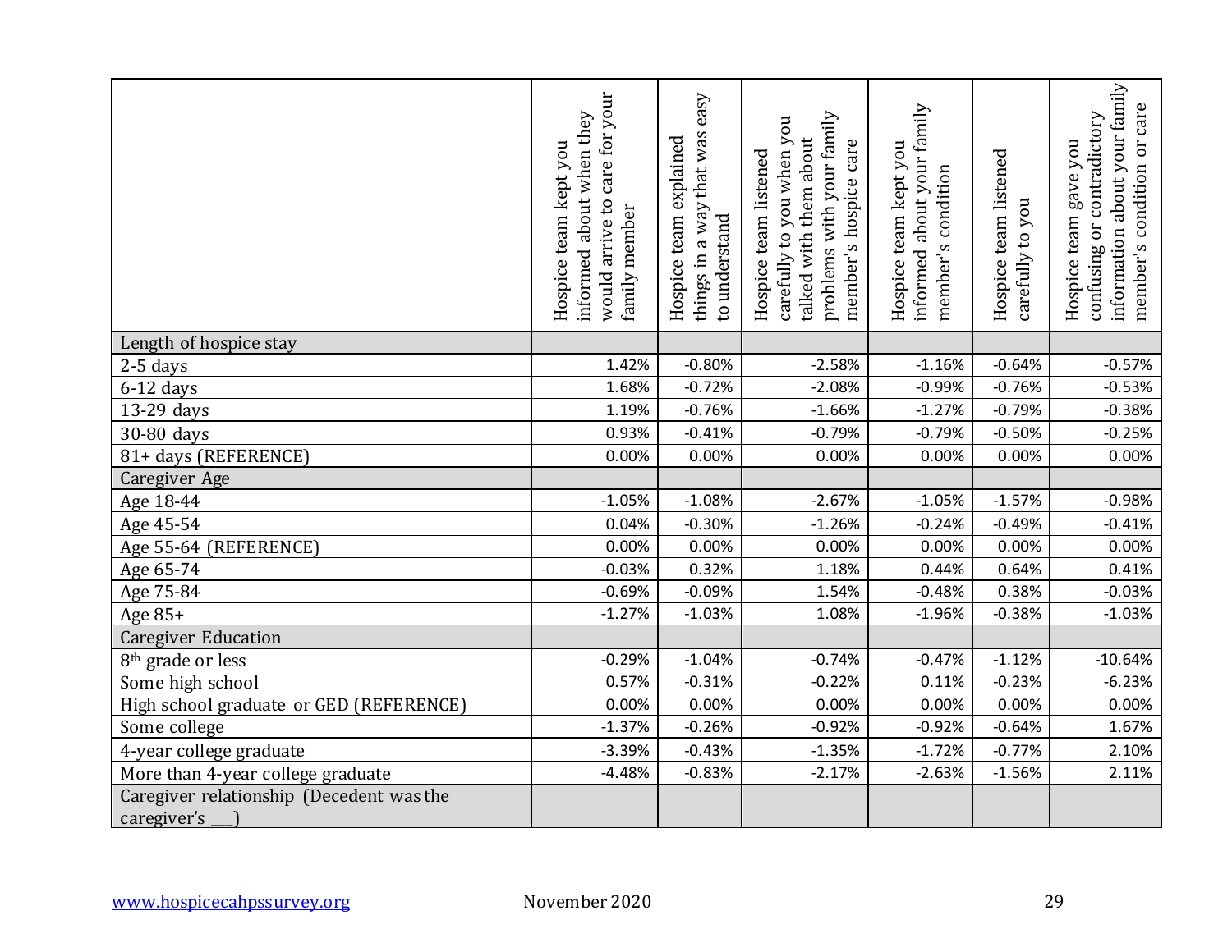| | Hospice team kept you informed about when they would arrive to care for your family member | Hospice team explained things in a way that was easy to understand | Hospice team listened carefully to you when you talked with them about problems with your family member's hospice care | Hospice team kept you informed about your family member's condition | Hospice team listened carefully to you | Hospice team gave you confusing or contradictory information about your family member's condition or care |
|---|---|---|---|---|---|---|
| Length of hospice stay | | | | | | |
| 2-5 days | 1.42% | -0.80% | -2.58% | -1.16% | -0.64% | -0.57% |
| 6-12 days | 1.68% | -0.72% | -2.08% | -0.99% | -0.76% | -0.53% |
| 13-29 days | 1.19% | -0.76% | -1.66% | -1.27% | -0.79% | -0.38% |
| 30-80 days | 0.93% | -0.41% | -0.79% | -0.79% | -0.50% | -0.25% |
| 81+ days (REFERENCE) | 0.00% | 0.00% | 0.00% | 0.00% | 0.00% | 0.00% |
| Caregiver Age | | | | | | |
| Age 18-44 | -1.05% | -1.08% | -2.67% | -1.05% | -1.57% | -0.98% |
| Age 45-54 | 0.04% | -0.30% | -1.26% | -0.24% | -0.49% | -0.41% |
| Age 55-64 (REFERENCE) | 0.00% | 0.00% | 0.00% | 0.00% | 0.00% | 0.00% |
| Age 65-74 | -0.03% | 0.32% | 1.18% | 0.44% | 0.64% | 0.41% |
| Age 75-84 | -0.69% | -0.09% | 1.54% | -0.48% | 0.38% | -0.03% |
| Age 85+ | -1.27% | -1.03% | 1.08% | -1.96% | -0.38% | -1.03% |
| Caregiver Education | | | | | | |
| 8th grade or less | -0.29% | -1.04% | -0.74% | -0.47% | -1.12% | -10.64% |
| Some high school | 0.57% | -0.31% | -0.22% | 0.11% | -0.23% | -6.23% |
| High school graduate or GED (REFERENCE) | 0.00% | 0.00% | 0.00% | 0.00% | 0.00% | 0.00% |
| Some college | -1.37% | -0.26% | -0.92% | -0.92% | -0.64% | 1.67% |
| 4-year college graduate | -3.39% | -0.43% | -1.35% | -1.72% | -0.77% | 2.10% |
| More than 4-year college graduate | -4.48% | -0.83% | -2.17% | -2.63% | -1.56% | 2.11% |
| Caregiver relationship (Decedent was the caregiver's ___) | | | | | | |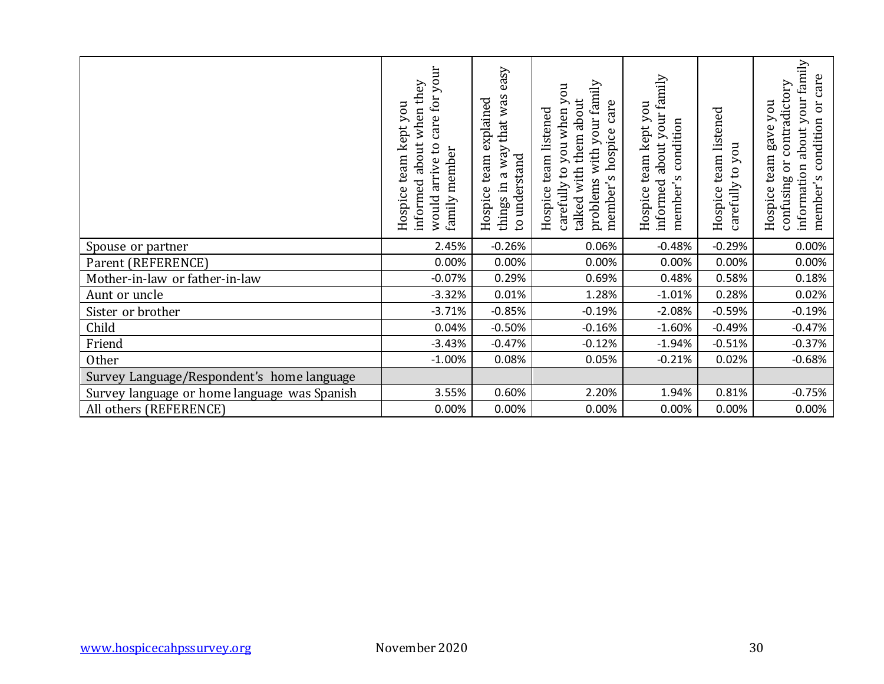| | Hospice team kept you informed about when they would arrive to care for your family member | Hospice team explained things in a way that was easy to understand | Hospice team listened carefully to you when you talked with them about problems with your family member's hospice care | Hospice team kept you informed about your family member's condition | Hospice team listened carefully to you | Hospice team gave you confusing or contradictory information about your family member's condition or care |
|---|---|---|---|---|---|---|
| Spouse or partner | 2.45% | -0.26% | 0.06% | -0.48% | -0.29% | 0.00% |
| Parent (REFERENCE) | 0.00% | 0.00% | 0.00% | 0.00% | 0.00% | 0.00% |
| Mother-in-law or father-in-law | -0.07% | 0.29% | 0.69% | 0.48% | 0.58% | 0.18% |
| Aunt or uncle | -3.32% | 0.01% | 1.28% | -1.01% | 0.28% | 0.02% |
| Sister or brother | -3.71% | -0.85% | -0.19% | -2.08% | -0.59% | -0.19% |
| Child | 0.04% | -0.50% | -0.16% | -1.60% | -0.49% | -0.47% |
| Friend | -3.43% | -0.47% | -0.12% | -1.94% | -0.51% | -0.37% |
| Other | -1.00% | 0.08% | 0.05% | -0.21% | 0.02% | -0.68% |
| Survey Language/Respondent's home language | | | | | | |
| Survey language or home language was Spanish | 3.55% | 0.60% | 2.20% | 1.94% | 0.81% | -0.75% |
| All others (REFERENCE) | 0.00% | 0.00% | 0.00% | 0.00% | 0.00% | 0.00% |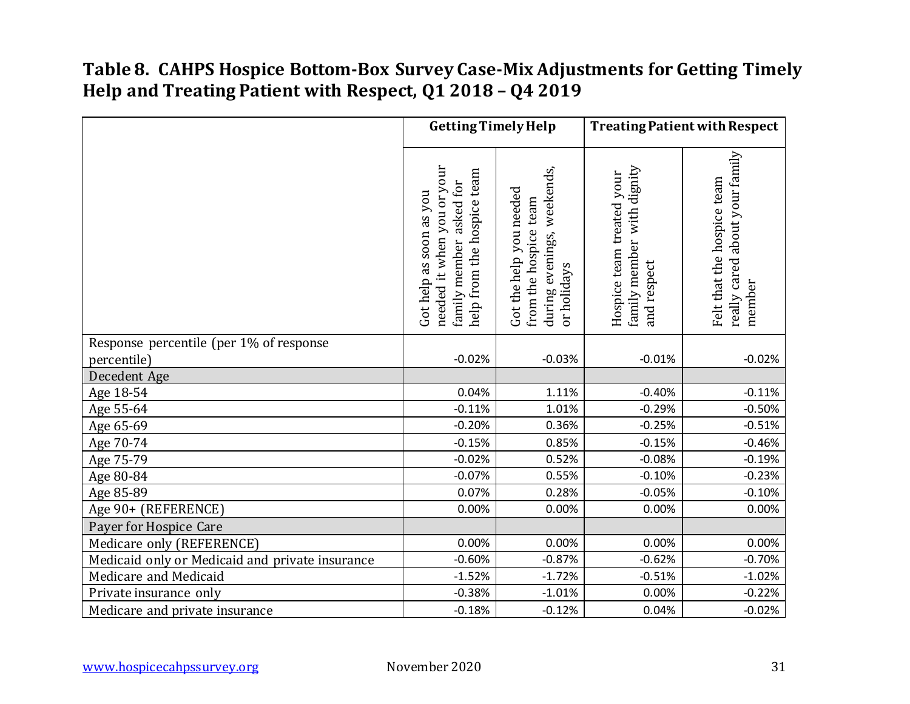### Table 8. CAHPS Hospice Bottom-Box Survey Case-Mix Adjustments for Getting Timely Help and Treating Patient with Respect, Q1 2018 – Q4 2019

| | Getting Timely Help | | Treating Patient with Respect | |
|---|---|---|---|---|
| | Got help as soon as you needed it when you or your family member asked for help from the hospice team | Got the help you needed from the hospice team during evenings, weekends, or holidays | Hospice team treated your family member with dignity and respect | Felt that the hospice team really cared about your family member |
| Response percentile (per 1% of response percentile) | -0.02% | -0.03% | -0.01% | -0.02% |
| Decedent Age | | | | |
| Age 18-54 | 0.04% | 1.11% | -0.40% | -0.11% |
| Age 55-64 | -0.11% | 1.01% | -0.29% | -0.50% |
| Age 65-69 | -0.20% | 0.36% | -0.25% | -0.51% |
| Age 70-74 | -0.15% | 0.85% | -0.15% | -0.46% |
| Age 75-79 | -0.02% | 0.52% | -0.08% | -0.19% |
| Age 80-84 | -0.07% | 0.55% | -0.10% | -0.23% |
| Age 85-89 | 0.07% | 0.28% | -0.05% | -0.10% |
| Age 90+ (REFERENCE) | 0.00% | 0.00% | 0.00% | 0.00% |
| Payer for Hospice Care | | | | |
| Medicare only (REFERENCE) | 0.00% | 0.00% | 0.00% | 0.00% |
| Medicaid only or Medicaid and private insurance | -0.60% | -0.87% | -0.62% | -0.70% |
| Medicare and Medicaid | -1.52% | -1.72% | -0.51% | -1.02% |
| Private insurance only | -0.38% | -1.01% | 0.00% | -0.22% |
| Medicare and private insurance | -0.18% | -0.12% | 0.04% | -0.02% |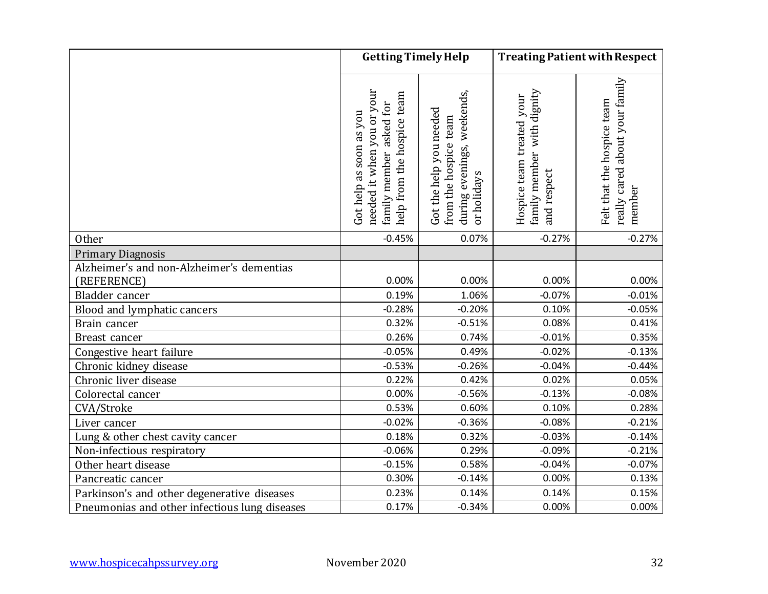| | Getting Timely Help | | Treating Patient with Respect | |
|---|---|---|---|---|
| | Got help as soon as you needed it when you or your family member asked for help from the hospice team | Got the help you needed from the hospice team during evenings, weekends, or holidays | Hospice team treated your family member with dignity and respect | Felt that the hospice team really cared about your family member |
| Other | -0.45% | 0.07% | -0.27% | -0.27% |
| Primary Diagnosis | | | | |
| Alzheimer's and non-Alzheimer's dementias (REFERENCE) | 0.00% | 0.00% | 0.00% | 0.00% |
| Bladder cancer | 0.19% | 1.06% | -0.07% | -0.01% |
| Blood and lymphatic cancers | -0.28% | -0.20% | 0.10% | -0.05% |
| Brain cancer | 0.32% | -0.51% | 0.08% | 0.41% |
| Breast cancer | 0.26% | 0.74% | -0.01% | 0.35% |
| Congestive heart failure | -0.05% | 0.49% | -0.02% | -0.13% |
| Chronic kidney disease | -0.53% | -0.26% | -0.04% | -0.44% |
| Chronic liver disease | 0.22% | 0.42% | 0.02% | 0.05% |
| Colorectal cancer | 0.00% | -0.56% | -0.13% | -0.08% |
| CVA/Stroke | 0.53% | 0.60% | 0.10% | 0.28% |
| Liver cancer | -0.02% | -0.36% | -0.08% | -0.21% |
| Lung & other chest cavity cancer | 0.18% | 0.32% | -0.03% | -0.14% |
| Non-infectious respiratory | -0.06% | 0.29% | -0.09% | -0.21% |
| Other heart disease | -0.15% | 0.58% | -0.04% | -0.07% |
| Pancreatic cancer | 0.30% | -0.14% | 0.00% | 0.13% |
| Parkinson's and other degenerative diseases | 0.23% | 0.14% | 0.14% | 0.15% |
| Pneumonias and other infectious lung diseases | 0.17% | -0.34% | 0.00% | 0.00% |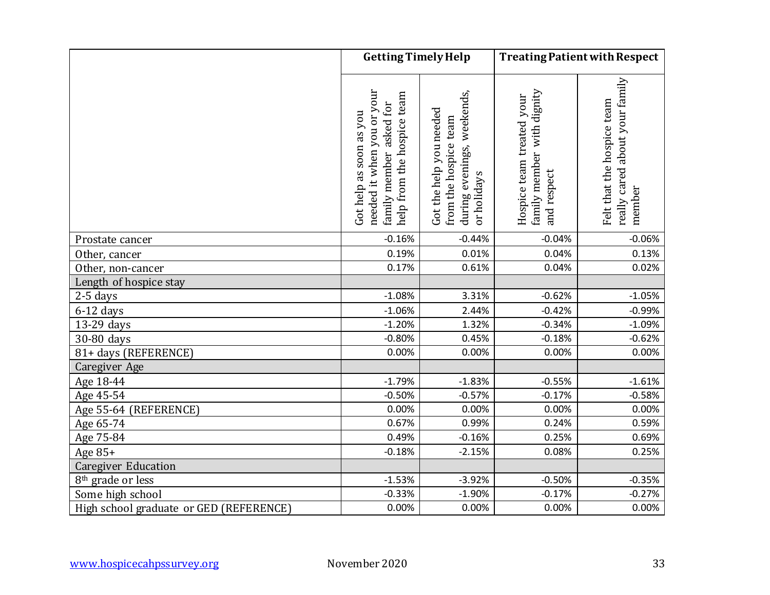| | Getting Timely Help | | Treating Patient with Respect | |
|---|---|---|---|---|
| | Got help as soon as you needed it when you or your family member asked for help from the hospice team | Got the help you needed from the hospice team during evenings, weekends, or holidays | Hospice team treated your family member with dignity and respect | Felt that the hospice team really cared about your family member |
| Prostate cancer | -0.16% | -0.44% | -0.04% | -0.06% |
| Other, cancer | 0.19% | 0.01% | 0.04% | 0.13% |
| Other, non-cancer | 0.17% | 0.61% | 0.04% | 0.02% |
| Length of hospice stay | | | | |
| 2-5 days | -1.08% | 3.31% | -0.62% | -1.05% |
| 6-12 days | -1.06% | 2.44% | -0.42% | -0.99% |
| 13-29 days | -1.20% | 1.32% | -0.34% | -1.09% |
| 30-80 days | -0.80% | 0.45% | -0.18% | -0.62% |
| 81+ days (REFERENCE) | 0.00% | 0.00% | 0.00% | 0.00% |
| Caregiver Age | | | | |
| Age 18-44 | -1.79% | -1.83% | -0.55% | -1.61% |
| Age 45-54 | -0.50% | -0.57% | -0.17% | -0.58% |
| Age 55-64 (REFERENCE) | 0.00% | 0.00% | 0.00% | 0.00% |
| Age 65-74 | 0.67% | 0.99% | 0.24% | 0.59% |
| Age 75-84 | 0.49% | -0.16% | 0.25% | 0.69% |
| Age 85+ | -0.18% | -2.15% | 0.08% | 0.25% |
| Caregiver Education | | | | |
| 8th grade or less | -1.53% | -3.92% | -0.50% | -0.35% |
| Some high school | -0.33% | -1.90% | -0.17% | -0.27% |
| High school graduate or GED (REFERENCE) | 0.00% | 0.00% | 0.00% | 0.00% |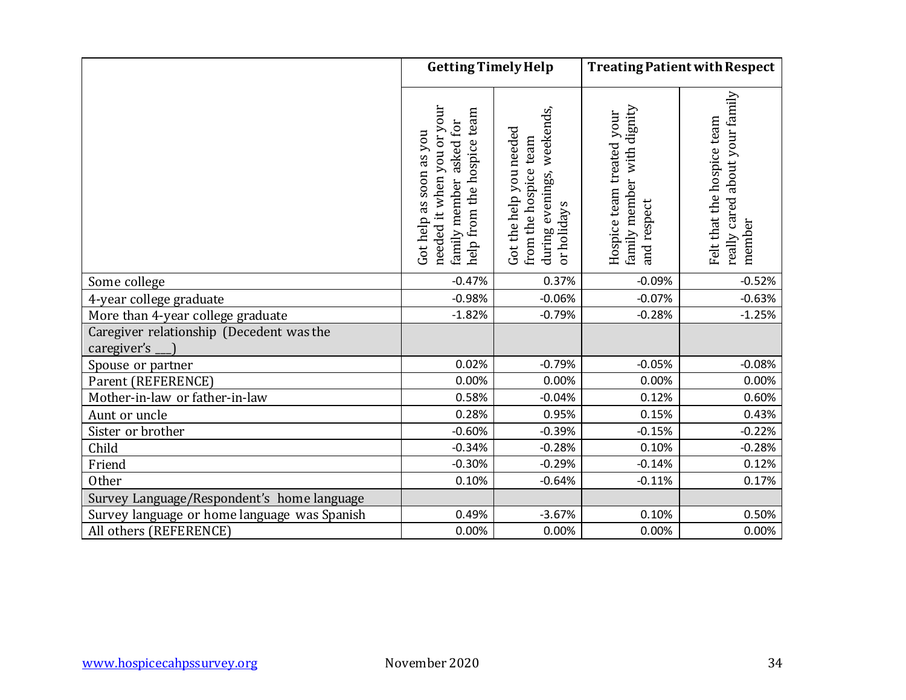| | Getting Timely Help | | Treating Patient with Respect | |
|---|---|---|---|---|
| | Got help as soon as you needed it when you or your family member asked for help from the hospice team | Got the help you needed from the hospice team during evenings, weekends, or holidays | Hospice team treated your family member with dignity and respect | Felt that the hospice team really cared about your family member |
| Some college | -0.47% | 0.37% | -0.09% | -0.52% |
| 4-year college graduate | -0.98% | -0.06% | -0.07% | -0.63% |
| More than 4-year college graduate | -1.82% | -0.79% | -0.28% | -1.25% |
| Caregiver relationship (Decedent was the caregiver's ___) | | | | |
| Spouse or partner | 0.02% | -0.79% | -0.05% | -0.08% |
| Parent (REFERENCE) | 0.00% | 0.00% | 0.00% | 0.00% |
| Mother-in-law or father-in-law | 0.58% | -0.04% | 0.12% | 0.60% |
| Aunt or uncle | 0.28% | 0.95% | 0.15% | 0.43% |
| Sister or brother | -0.60% | -0.39% | -0.15% | -0.22% |
| Child | -0.34% | -0.28% | 0.10% | -0.28% |
| Friend | -0.30% | -0.29% | -0.14% | 0.12% |
| Other | 0.10% | -0.64% | -0.11% | 0.17% |
| Survey Language/Respondent's home language | | | | |
| Survey language or home language was Spanish | 0.49% | -3.67% | 0.10% | 0.50% |
| All others (REFERENCE) | 0.00% | 0.00% | 0.00% | 0.00% |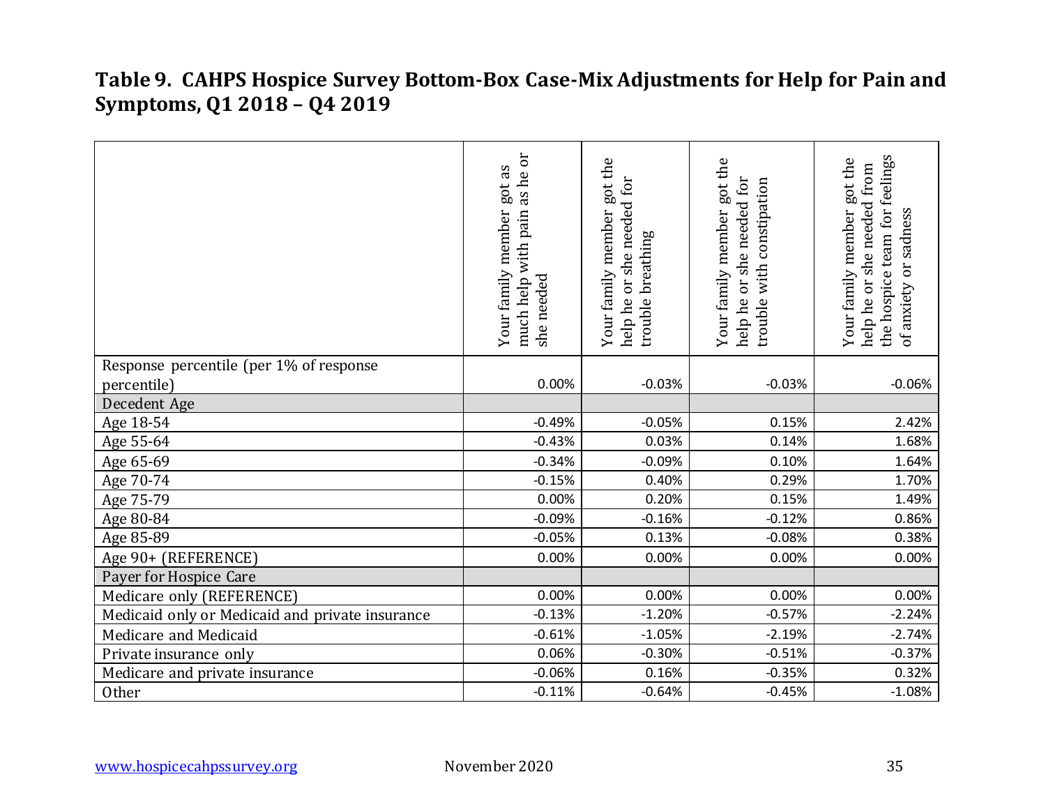**Table 9. CAHPS Hospice Survey Bottom-Box Case-Mix Adjustments for Help for Pain and Symptoms, Q1 2018 – Q4 2019**

| | Your family member got as much help with pain as he or she needed | Your family member got the help he or she needed for trouble breathing | Your family member got the help he or she needed for trouble with constipation | Your family member got the help he or she needed from the hospice team for feelings of anxiety or sadness |
|---|---|---|---|---|
| Response percentile (per 1% of response percentile) | 0.00% | -0.03% | -0.03% | -0.06% |
| Decedent Age | | | | |
| Age 18-54 | -0.49% | -0.05% | 0.15% | 2.42% |
| Age 55-64 | -0.43% | 0.03% | 0.14% | 1.68% |
| Age 65-69 | -0.34% | -0.09% | 0.10% | 1.64% |
| Age 70-74 | -0.15% | 0.40% | 0.29% | 1.70% |
| Age 75-79 | 0.00% | 0.20% | 0.15% | 1.49% |
| Age 80-84 | -0.09% | -0.16% | -0.12% | 0.86% |
| Age 85-89 | -0.05% | 0.13% | -0.08% | 0.38% |
| Age 90+ (REFERENCE) | 0.00% | 0.00% | 0.00% | 0.00% |
| Payer for Hospice Care | | | | |
| Medicare only (REFERENCE) | 0.00% | 0.00% | 0.00% | 0.00% |
| Medicaid only or Medicaid and private insurance | -0.13% | -1.20% | -0.57% | -2.24% |
| Medicare and Medicaid | -0.61% | -1.05% | -2.19% | -2.74% |
| Private insurance only | 0.06% | -0.30% | -0.51% | -0.37% |
| Medicare and private insurance | -0.06% | 0.16% | -0.35% | 0.32% |
| Other | -0.11% | -0.64% | -0.45% | -1.08% |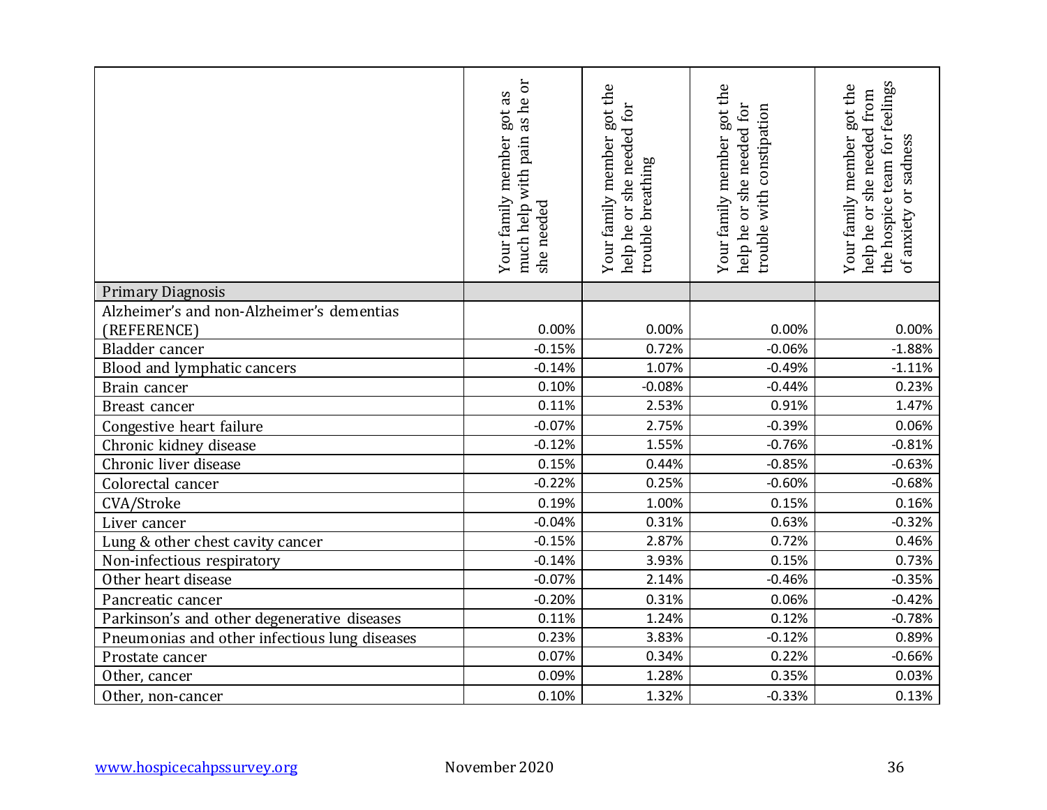| | Your family member got as much help with pain as he or she needed | Your family member got the help he or she needed for trouble breathing | Your family member got the help he or she needed for trouble with constipation | Your family member got the help he or she needed from the hospice team for feelings of anxiety or sadness |
|---|---|---|---|---|
| Primary Diagnosis | | | | |
| Alzheimer's and non-Alzheimer's dementias (REFERENCE) | 0.00% | 0.00% | 0.00% | 0.00% |
| Bladder cancer | -0.15% | 0.72% | -0.06% | -1.88% |
| Blood and lymphatic cancers | -0.14% | 1.07% | -0.49% | -1.11% |
| Brain cancer | 0.10% | -0.08% | -0.44% | 0.23% |
| Breast cancer | 0.11% | 2.53% | 0.91% | 1.47% |
| Congestive heart failure | -0.07% | 2.75% | -0.39% | 0.06% |
| Chronic kidney disease | -0.12% | 1.55% | -0.76% | -0.81% |
| Chronic liver disease | 0.15% | 0.44% | -0.85% | -0.63% |
| Colorectal cancer | -0.22% | 0.25% | -0.60% | -0.68% |
| CVA/Stroke | 0.19% | 1.00% | 0.15% | 0.16% |
| Liver cancer | -0.04% | 0.31% | 0.63% | -0.32% |
| Lung & other chest cavity cancer | -0.15% | 2.87% | 0.72% | 0.46% |
| Non-infectious respiratory | -0.14% | 3.93% | 0.15% | 0.73% |
| Other heart disease | -0.07% | 2.14% | -0.46% | -0.35% |
| Pancreatic cancer | -0.20% | 0.31% | 0.06% | -0.42% |
| Parkinson's and other degenerative diseases | 0.11% | 1.24% | 0.12% | -0.78% |
| Pneumonias and other infectious lung diseases | 0.23% | 3.83% | -0.12% | 0.89% |
| Prostate cancer | 0.07% | 0.34% | 0.22% | -0.66% |
| Other, cancer | 0.09% | 1.28% | 0.35% | 0.03% |
| Other, non-cancer | 0.10% | 1.32% | -0.33% | 0.13% |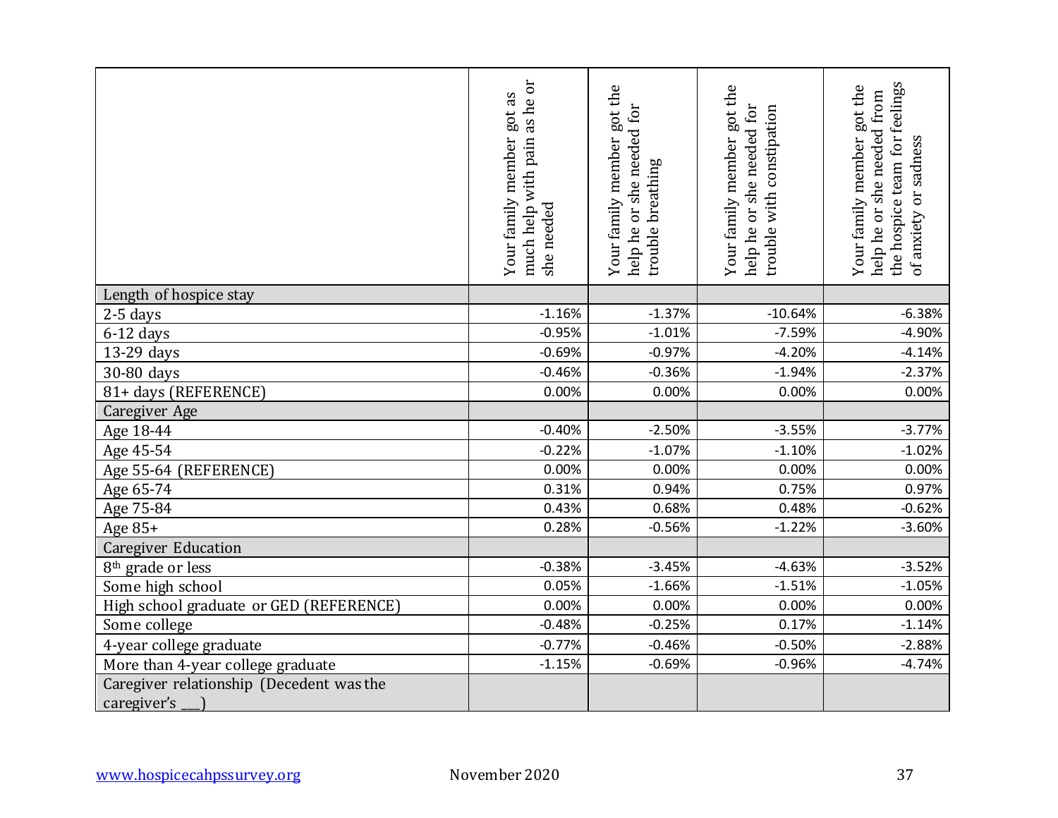| | Your family member got as much help with pain as he or she needed | Your family member got the help he or she needed for trouble breathing | Your family member got the help he or she needed for trouble with constipation | Your family member got the help he or she needed from the hospice team for feelings of anxiety or sadness |
|---|---|---|---|---|
| Length of hospice stay | | | | |
| 2-5 days | -1.16% | -1.37% | -10.64% | -6.38% |
| 6-12 days | -0.95% | -1.01% | -7.59% | -4.90% |
| 13-29 days | -0.69% | -0.97% | -4.20% | -4.14% |
| 30-80 days | -0.46% | -0.36% | -1.94% | -2.37% |
| 81+ days (REFERENCE) | 0.00% | 0.00% | 0.00% | 0.00% |
| Caregiver Age | | | | |
| Age 18-44 | -0.40% | -2.50% | -3.55% | -3.77% |
| Age 45-54 | -0.22% | -1.07% | -1.10% | -1.02% |
| Age 55-64 (REFERENCE) | 0.00% | 0.00% | 0.00% | 0.00% |
| Age 65-74 | 0.31% | 0.94% | 0.75% | 0.97% |
| Age 75-84 | 0.43% | 0.68% | 0.48% | -0.62% |
| Age 85+ | 0.28% | -0.56% | -1.22% | -3.60% |
| Caregiver Education | | | | |
| 8th grade or less | -0.38% | -3.45% | -4.63% | -3.52% |
| Some high school | 0.05% | -1.66% | -1.51% | -1.05% |
| High school graduate or GED (REFERENCE) | 0.00% | 0.00% | 0.00% | 0.00% |
| Some college | -0.48% | -0.25% | 0.17% | -1.14% |
| 4-year college graduate | -0.77% | -0.46% | -0.50% | -2.88% |
| More than 4-year college graduate | -1.15% | -0.69% | -0.96% | -4.74% |
| Caregiver relationship (Decedent was the caregiver's ___) | | | | |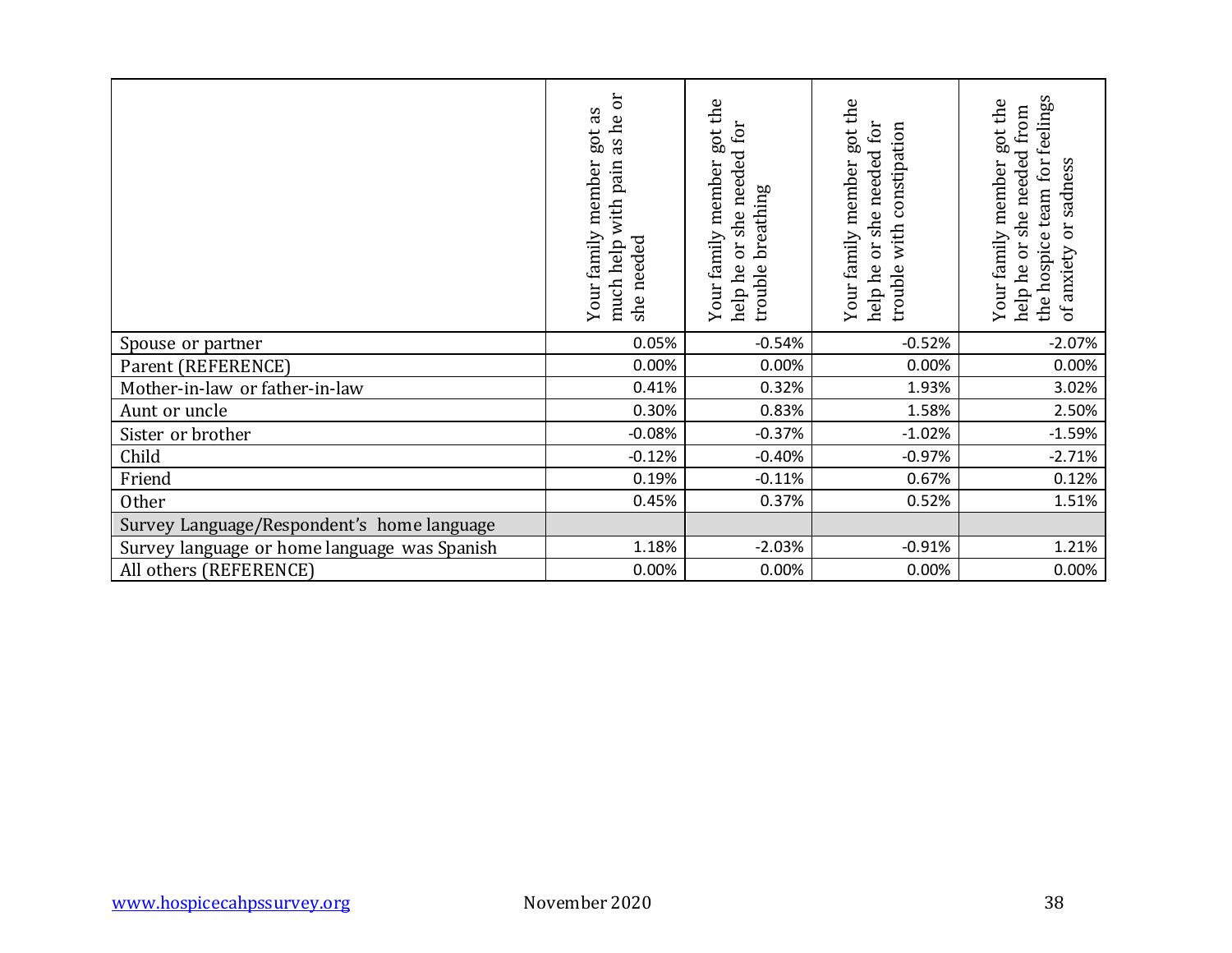| | Your family member got as much help with pain as he or she needed | Your family member got the help he or she needed for trouble breathing | Your family member got the help he or she needed for trouble with constipation | Your family member got the help he or she needed from the hospice team for feelings of anxiety or sadness |
|---|---|---|---|---|
| Spouse or partner | 0.05% | -0.54% | -0.52% | -2.07% |
| Parent (REFERENCE) | 0.00% | 0.00% | 0.00% | 0.00% |
| Mother-in-law or father-in-law | 0.41% | 0.32% | 1.93% | 3.02% |
| Aunt or uncle | 0.30% | 0.83% | 1.58% | 2.50% |
| Sister or brother | -0.08% | -0.37% | -1.02% | -1.59% |
| Child | -0.12% | -0.40% | -0.97% | -2.71% |
| Friend | 0.19% | -0.11% | 0.67% | 0.12% |
| Other | 0.45% | 0.37% | 0.52% | 1.51% |
| Survey Language/Respondent's home language | | | | |
| Survey language or home language was Spanish | 1.18% | -2.03% | -0.91% | 1.21% |
| All others (REFERENCE) | 0.00% | 0.00% | 0.00% | 0.00% |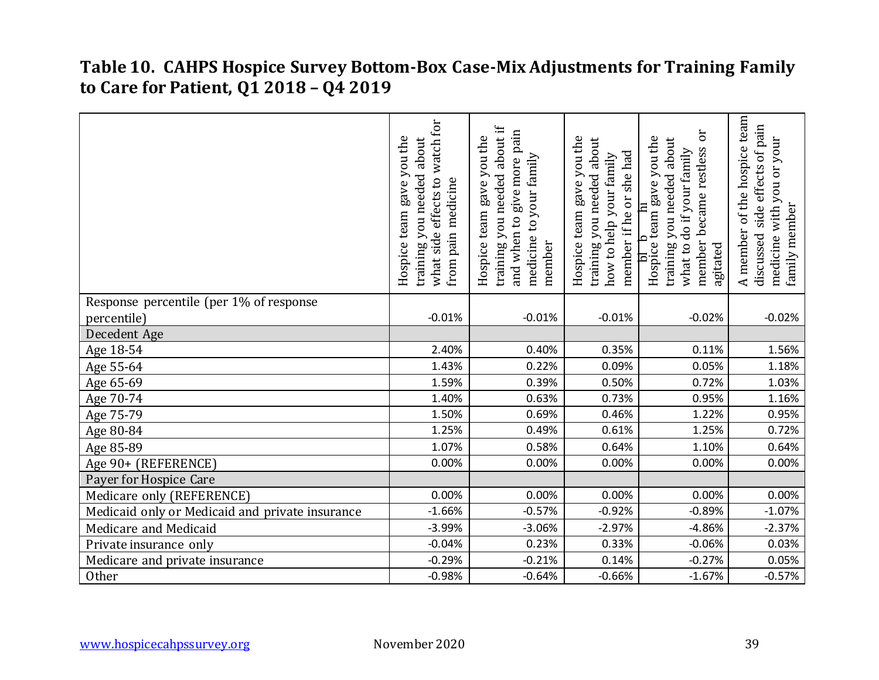## Table 10. CAHPS Hospice Survey Bottom-Box Case-Mix Adjustments for Training Family to Care for Patient, Q1 2018 – Q4 2019

| | Hospice team gave you the training you needed about what side effects to watch for from pain medicine | Hospice team gave you the training you needed about if and when to give more pain medicine to your family member | Hospice team gave you the training you needed about how to help your family member if he or she had | Hospice team gave you the training you needed about what to do if your family member became restless or agitated | A member of the hospice team discussed side effects of pain medicine with you or your family member |
|---|---|---|---|---|---|
| Response percentile (per 1% of response percentile) | -0.01% | -0.01% | -0.01% | -0.02% | -0.02% |
| **Decedent Age** | | | | | |
| Age 18-54 | 2.40% | 0.40% | 0.35% | 0.11% | 1.56% |
| Age 55-64 | 1.43% | 0.22% | 0.09% | 0.05% | 1.18% |
| Age 65-69 | 1.59% | 0.39% | 0.50% | 0.72% | 1.03% |
| Age 70-74 | 1.40% | 0.63% | 0.73% | 0.95% | 1.16% |
| Age 75-79 | 1.50% | 0.69% | 0.46% | 1.22% | 0.95% |
| Age 80-84 | 1.25% | 0.49% | 0.61% | 1.25% | 0.72% |
| Age 85-89 | 1.07% | 0.58% | 0.64% | 1.10% | 0.64% |
| Age 90+ (REFERENCE) | 0.00% | 0.00% | 0.00% | 0.00% | 0.00% |
| **Payer for Hospice Care** | | | | | |
| Medicare only (REFERENCE) | 0.00% | 0.00% | 0.00% | 0.00% | 0.00% |
| Medicaid only or Medicaid and private insurance | -1.66% | -0.57% | -0.92% | -0.89% | -1.07% |
| Medicare and Medicaid | -3.99% | -3.06% | -2.97% | -4.86% | -2.37% |
| Private insurance only | -0.04% | 0.23% | 0.33% | -0.06% | 0.03% |
| Medicare and private insurance | -0.29% | -0.21% | 0.14% | -0.27% | 0.05% |
| Other | -0.98% | -0.64% | -0.66% | -1.67% | -0.57% |

www.hospicecahpssurvey.org November 2020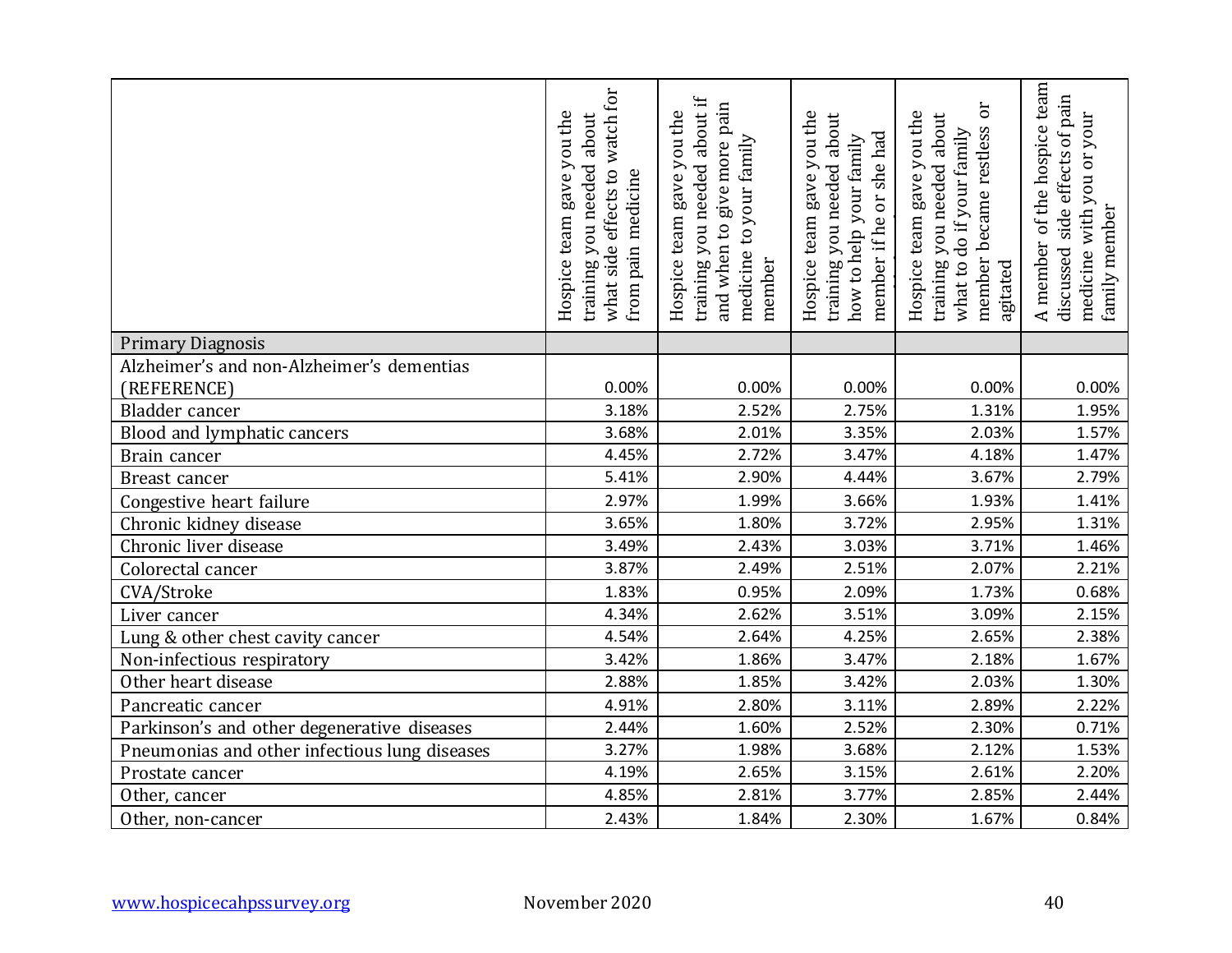| | Hospice team gave you the training you needed about what side effects to watch for from pain medicine | Hospice team gave you the training you needed about if and when to give more pain medicine to your family member | Hospice team gave you the training you needed about how to help your family member if he or she had | Hospice team gave you the training you needed about what to do if your family member became restless or agitated | A member of the hospice team discussed side effects of pain medicine with you or your family member |
|---|---|---|---|---|---|
| Primary Diagnosis | | | | | |
| Alzheimer's and non-Alzheimer's dementias (REFERENCE) | 0.00% | 0.00% | 0.00% | 0.00% | 0.00% |
| Bladder cancer | 3.18% | 2.52% | 2.75% | 1.31% | 1.95% |
| Blood and lymphatic cancers | 3.68% | 2.01% | 3.35% | 2.03% | 1.57% |
| Brain cancer | 4.45% | 2.72% | 3.47% | 4.18% | 1.47% |
| Breast cancer | 5.41% | 2.90% | 4.44% | 3.67% | 2.79% |
| Congestive heart failure | 2.97% | 1.99% | 3.66% | 1.93% | 1.41% |
| Chronic kidney disease | 3.65% | 1.80% | 3.72% | 2.95% | 1.31% |
| Chronic liver disease | 3.49% | 2.43% | 3.03% | 3.71% | 1.46% |
| Colorectal cancer | 3.87% | 2.49% | 2.51% | 2.07% | 2.21% |
| CVA/Stroke | 1.83% | 0.95% | 2.09% | 1.73% | 0.68% |
| Liver cancer | 4.34% | 2.62% | 3.51% | 3.09% | 2.15% |
| Lung & other chest cavity cancer | 4.54% | 2.64% | 4.25% | 2.65% | 2.38% |
| Non-infectious respiratory | 3.42% | 1.86% | 3.47% | 2.18% | 1.67% |
| Other heart disease | 2.88% | 1.85% | 3.42% | 2.03% | 1.30% |
| Pancreatic cancer | 4.91% | 2.80% | 3.11% | 2.89% | 2.22% |
| Parkinson's and other degenerative diseases | 2.44% | 1.60% | 2.52% | 2.30% | 0.71% |
| Pneumonias and other infectious lung diseases | 3.27% | 1.98% | 3.68% | 2.12% | 1.53% |
| Prostate cancer | 4.19% | 2.65% | 3.15% | 2.61% | 2.20% |
| Other, cancer | 4.85% | 2.81% | 3.77% | 2.85% | 2.44% |
| Other, non-cancer | 2.43% | 1.84% | 2.30% | 1.67% | 0.84% |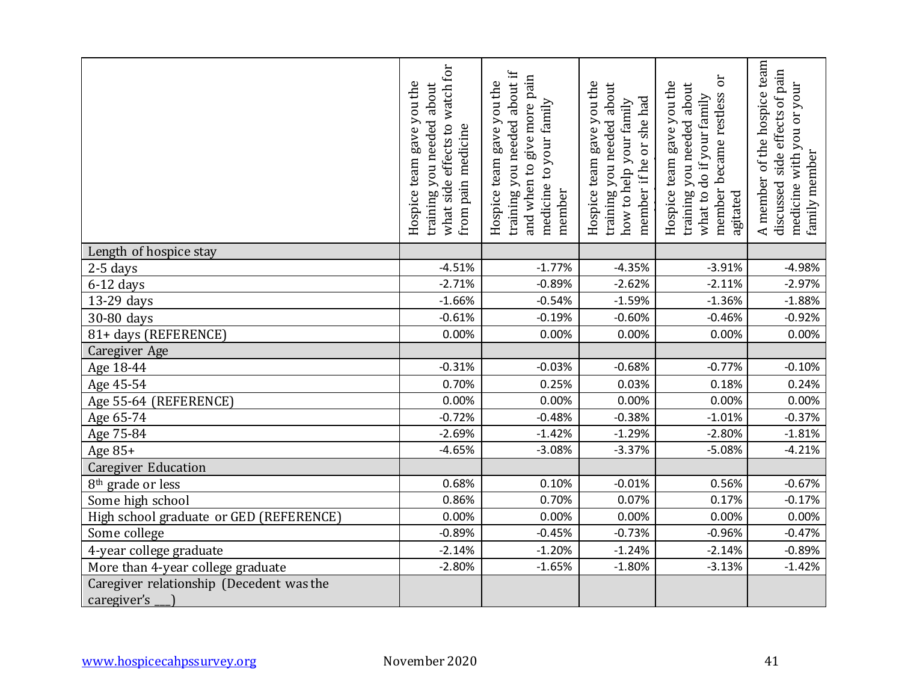| | Hospice team gave you the training you needed about what side effects to watch for from pain medicine | Hospice team gave you the training you needed about if and when to give more pain medicine to your family member | Hospice team gave you the training you needed about how to help your family member if he or she had | Hospice team gave you the training you needed about what to do if your family member became restless or agitated | A member of the hospice team discussed side effects of pain medicine with you or your family member |
|---|---|---|---|---|---|
| Length of hospice stay | | | | | |
| 2-5 days | -4.51% | -1.77% | -4.35% | -3.91% | -4.98% |
| 6-12 days | -2.71% | -0.89% | -2.62% | -2.11% | -2.97% |
| 13-29 days | -1.66% | -0.54% | -1.59% | -1.36% | -1.88% |
| 30-80 days | -0.61% | -0.19% | -0.60% | -0.46% | -0.92% |
| 81+ days (REFERENCE) | 0.00% | 0.00% | 0.00% | 0.00% | 0.00% |
| Caregiver Age | | | | | |
| Age 18-44 | -0.31% | -0.03% | -0.68% | -0.77% | -0.10% |
| Age 45-54 | 0.70% | 0.25% | 0.03% | 0.18% | 0.24% |
| Age 55-64 (REFERENCE) | 0.00% | 0.00% | 0.00% | 0.00% | 0.00% |
| Age 65-74 | -0.72% | -0.48% | -0.38% | -1.01% | -0.37% |
| Age 75-84 | -2.69% | -1.42% | -1.29% | -2.80% | -1.81% |
| Age 85+ | -4.65% | -3.08% | -3.37% | -5.08% | -4.21% |
| Caregiver Education | | | | | |
| 8th grade or less | 0.68% | 0.10% | -0.01% | 0.56% | -0.67% |
| Some high school | 0.86% | 0.70% | 0.07% | 0.17% | -0.17% |
| High school graduate or GED (REFERENCE) | 0.00% | 0.00% | 0.00% | 0.00% | 0.00% |
| Some college | -0.89% | -0.45% | -0.73% | -0.96% | -0.47% |
| 4-year college graduate | -2.14% | -1.20% | -1.24% | -2.14% | -0.89% |
| More than 4-year college graduate | -2.80% | -1.65% | -1.80% | -3.13% | -1.42% |
| Caregiver relationship (Decedent was the caregiver's ___) | | | | | |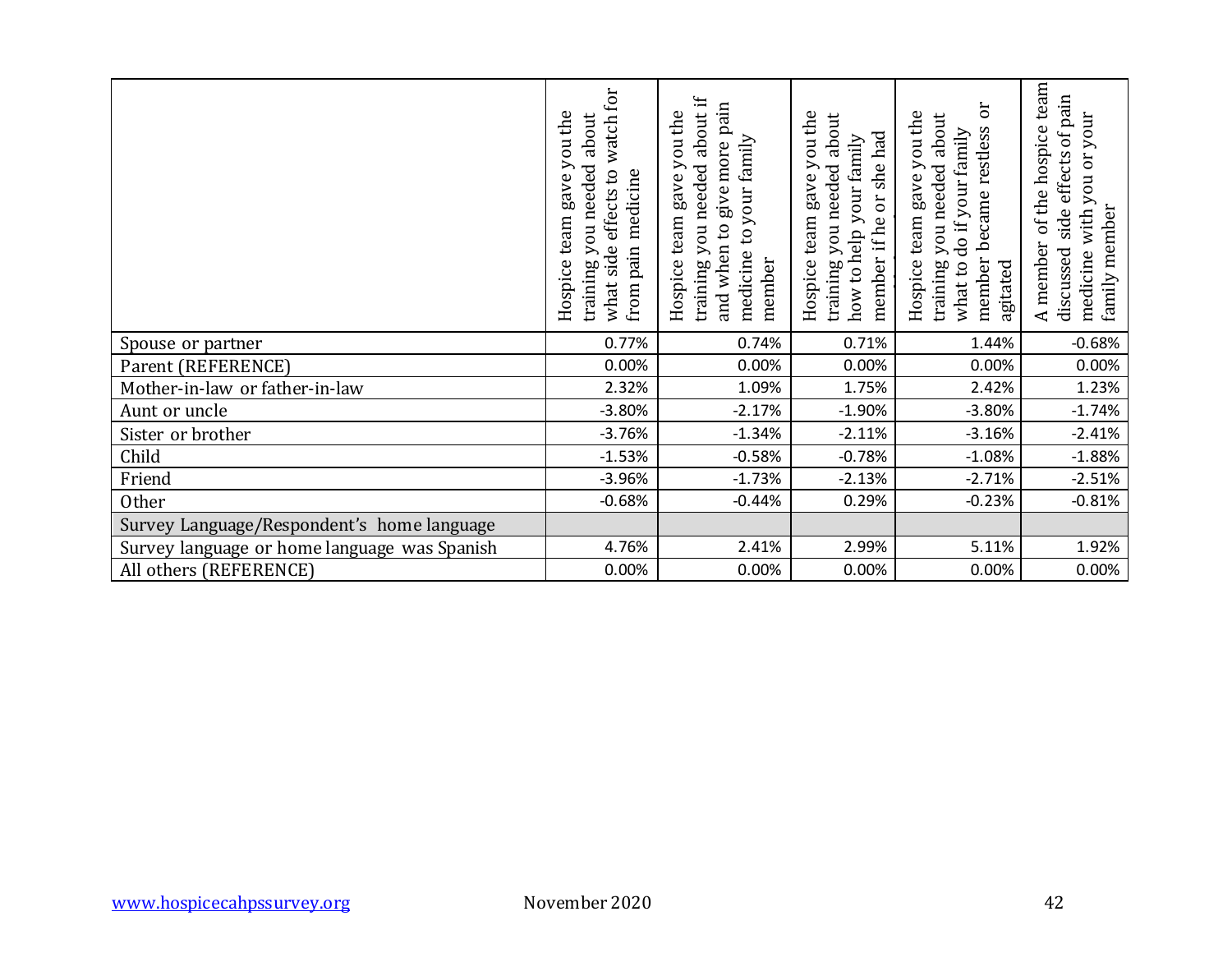| | Hospice team gave you the training you needed about what side effects to watch for from pain medicine | Hospice team gave you the training you needed about if and when to give more pain medicine to your family member | Hospice team gave you the training you needed about how to help your family member if he or she had | Hospice team gave you the training you needed about what to do if your family member became restless or agitated | A member of the hospice team discussed side effects of pain medicine with you or your family member |
|---|---|---|---|---|---|
| Spouse or partner | 0.77% | 0.74% | 0.71% | 1.44% | -0.68% |
| Parent (REFERENCE) | 0.00% | 0.00% | 0.00% | 0.00% | 0.00% |
| Mother-in-law or father-in-law | 2.32% | 1.09% | 1.75% | 2.42% | 1.23% |
| Aunt or uncle | -3.80% | -2.17% | -1.90% | -3.80% | -1.74% |
| Sister or brother | -3.76% | -1.34% | -2.11% | -3.16% | -2.41% |
| Child | -1.53% | -0.58% | -0.78% | -1.08% | -1.88% |
| Friend | -3.96% | -1.73% | -2.13% | -2.71% | -2.51% |
| Other | -0.68% | -0.44% | 0.29% | -0.23% | -0.81% |
| Survey Language/Respondent's home language | | | | | |
| Survey language or home language was Spanish | 4.76% | 2.41% | 2.99% | 5.11% | 1.92% |
| All others (REFERENCE) | 0.00% | 0.00% | 0.00% | 0.00% | 0.00% |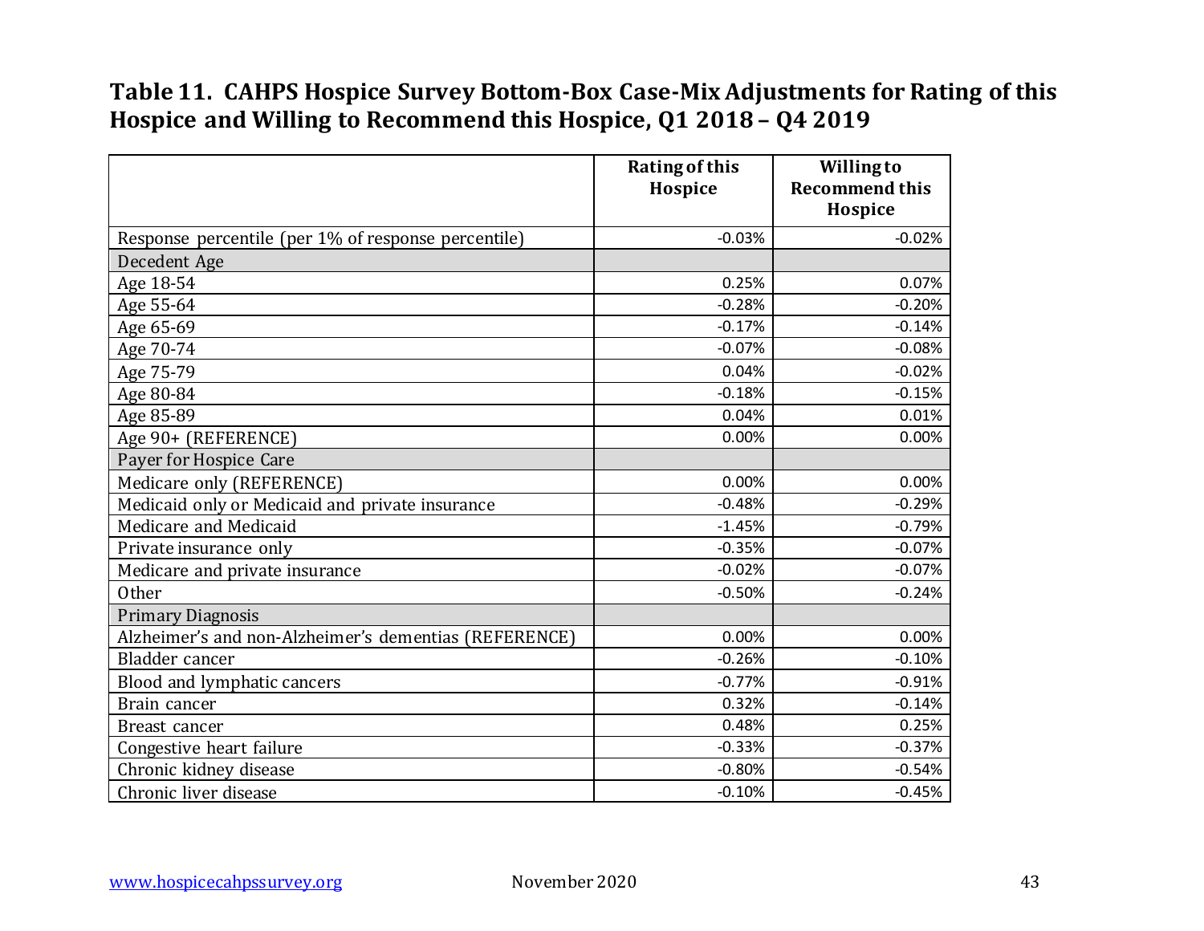## Table 11. CAHPS Hospice Survey Bottom-Box Case-Mix Adjustments for Rating of this Hospice and Willing to Recommend this Hospice, Q1 2018 – Q4 2019

| | Rating of this Hospice | Willing to Recommend this Hospice |
|---|---|---|
| Response percentile (per 1% of response percentile) | -0.03% | -0.02% |
| Decedent Age | | |
| Age 18-54 | 0.25% | 0.07% |
| Age 55-64 | -0.28% | -0.20% |
| Age 65-69 | -0.17% | -0.14% |
| Age 70-74 | -0.07% | -0.08% |
| Age 75-79 | 0.04% | -0.02% |
| Age 80-84 | -0.18% | -0.15% |
| Age 85-89 | 0.04% | 0.01% |
| Age 90+ (REFERENCE) | 0.00% | 0.00% |
| Payer for Hospice Care | | |
| Medicare only (REFERENCE) | 0.00% | 0.00% |
| Medicaid only or Medicaid and private insurance | -0.48% | -0.29% |
| Medicare and Medicaid | -1.45% | -0.79% |
| Private insurance only | -0.35% | -0.07% |
| Medicare and private insurance | -0.02% | -0.07% |
| Other | -0.50% | -0.24% |
| Primary Diagnosis | | |
| Alzheimer's and non-Alzheimer's dementias (REFERENCE) | 0.00% | 0.00% |
| Bladder cancer | -0.26% | -0.10% |
| Blood and lymphatic cancers | -0.77% | -0.91% |
| Brain cancer | 0.32% | -0.14% |
| Breast cancer | 0.48% | 0.25% |
| Congestive heart failure | -0.33% | -0.37% |
| Chronic kidney disease | -0.80% | -0.54% |
| Chronic liver disease | -0.10% | -0.45% |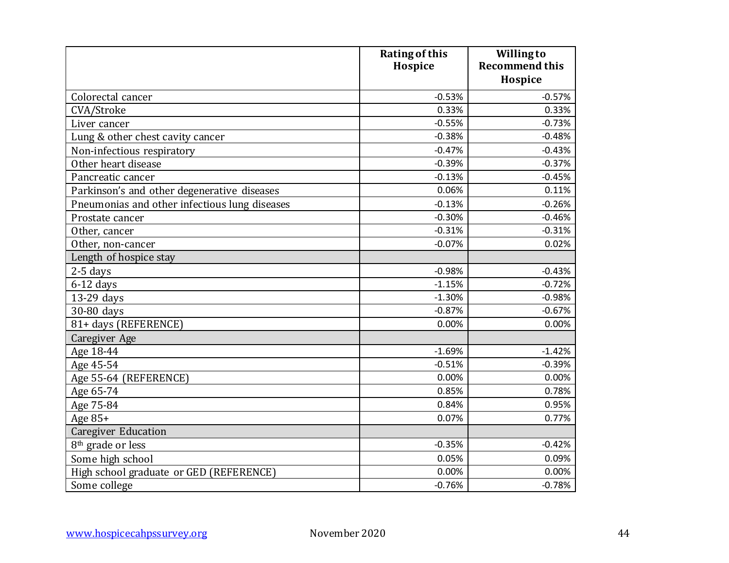| | Rating of this Hospice | Willing to Recommend this Hospice |
|---|---|---|
| Colorectal cancer | -0.53% | -0.57% |
| CVA/Stroke | 0.33% | 0.33% |
| Liver cancer | -0.55% | -0.73% |
| Lung & other chest cavity cancer | -0.38% | -0.48% |
| Non-infectious respiratory | -0.47% | -0.43% |
| Other heart disease | -0.39% | -0.37% |
| Pancreatic cancer | -0.13% | -0.45% |
| Parkinson's and other degenerative diseases | 0.06% | 0.11% |
| Pneumonias and other infectious lung diseases | -0.13% | -0.26% |
| Prostate cancer | -0.30% | -0.46% |
| Other, cancer | -0.31% | -0.31% |
| Other, non-cancer | -0.07% | 0.02% |
| Length of hospice stay | | |
| 2-5 days | -0.98% | -0.43% |
| 6-12 days | -1.15% | -0.72% |
| 13-29 days | -1.30% | -0.98% |
| 30-80 days | -0.87% | -0.67% |
| 81+ days (REFERENCE) | 0.00% | 0.00% |
| Caregiver Age | | |
| Age 18-44 | -1.69% | -1.42% |
| Age 45-54 | -0.51% | -0.39% |
| Age 55-64 (REFERENCE) | 0.00% | 0.00% |
| Age 65-74 | 0.85% | 0.78% |
| Age 75-84 | 0.84% | 0.95% |
| Age 85+ | 0.07% | 0.77% |
| Caregiver Education | | |
| 8th grade or less | -0.35% | -0.42% |
| Some high school | 0.05% | 0.09% |
| High school graduate or GED (REFERENCE) | 0.00% | 0.00% |
| Some college | -0.76% | -0.78% |

www.hospicecahpssurvey.org November 2020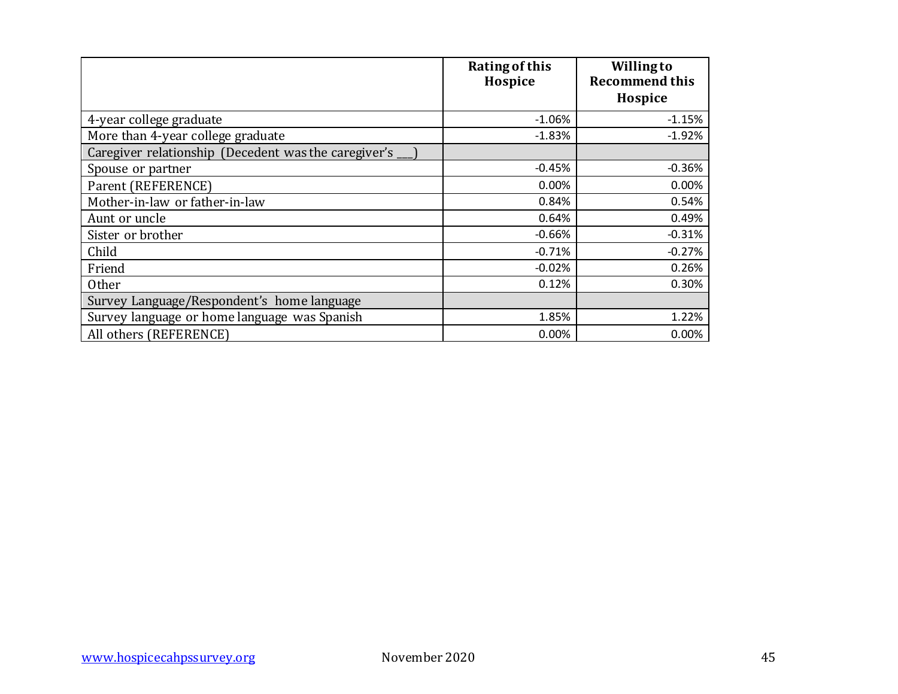| | Rating of this Hospice | Willing to Recommend this Hospice |
|---|---|---|
| 4-year college graduate | -1.06% | -1.15% |
| More than 4-year college graduate | -1.83% | -1.92% |
| Caregiver relationship (Decedent was the caregiver's ___) | | |
| Spouse or partner | -0.45% | -0.36% |
| Parent (REFERENCE) | 0.00% | 0.00% |
| Mother-in-law or father-in-law | 0.84% | 0.54% |
| Aunt or uncle | 0.64% | 0.49% |
| Sister or brother | -0.66% | -0.31% |
| Child | -0.71% | -0.27% |
| Friend | -0.02% | 0.26% |
| Other | 0.12% | 0.30% |
| Survey Language/Respondent's home language | | |
| Survey language or home language was Spanish | 1.85% | 1.22% |
| All others (REFERENCE) | 0.00% | 0.00% |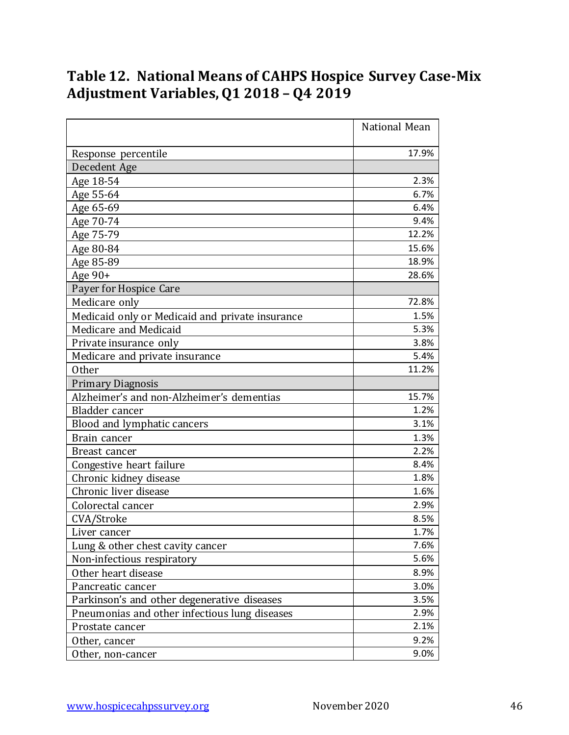## Table 12. National Means of CAHPS Hospice Survey Case-Mix Adjustment Variables, Q1 2018 – Q4 2019

| | National Mean |
|---|---|
| Response percentile | 17.9% |
| Decedent Age | |
| Age 18-54 | 2.3% |
| Age 55-64 | 6.7% |
| Age 65-69 | 6.4% |
| Age 70-74 | 9.4% |
| Age 75-79 | 12.2% |
| Age 80-84 | 15.6% |
| Age 85-89 | 18.9% |
| Age 90+ | 28.6% |
| Payer for Hospice Care | |
| Medicare only | 72.8% |
| Medicaid only or Medicaid and private insurance | 1.5% |
| Medicare and Medicaid | 5.3% |
| Private insurance only | 3.8% |
| Medicare and private insurance | 5.4% |
| Other | 11.2% |
| Primary Diagnosis | |
| Alzheimer's and non-Alzheimer's dementias | 15.7% |
| Bladder cancer | 1.2% |
| Blood and lymphatic cancers | 3.1% |
| Brain cancer | 1.3% |
| Breast cancer | 2.2% |
| Congestive heart failure | 8.4% |
| Chronic kidney disease | 1.8% |
| Chronic liver disease | 1.6% |
| Colorectal cancer | 2.9% |
| CVA/Stroke | 8.5% |
| Liver cancer | 1.7% |
| Lung & other chest cavity cancer | 7.6% |
| Non-infectious respiratory | 5.6% |
| Other heart disease | 8.9% |
| Pancreatic cancer | 3.0% |
| Parkinson's and other degenerative diseases | 3.5% |
| Pneumonias and other infectious lung diseases | 2.9% |
| Prostate cancer | 2.1% |
| Other, cancer | 9.2% |
| Other, non-cancer | 9.0% |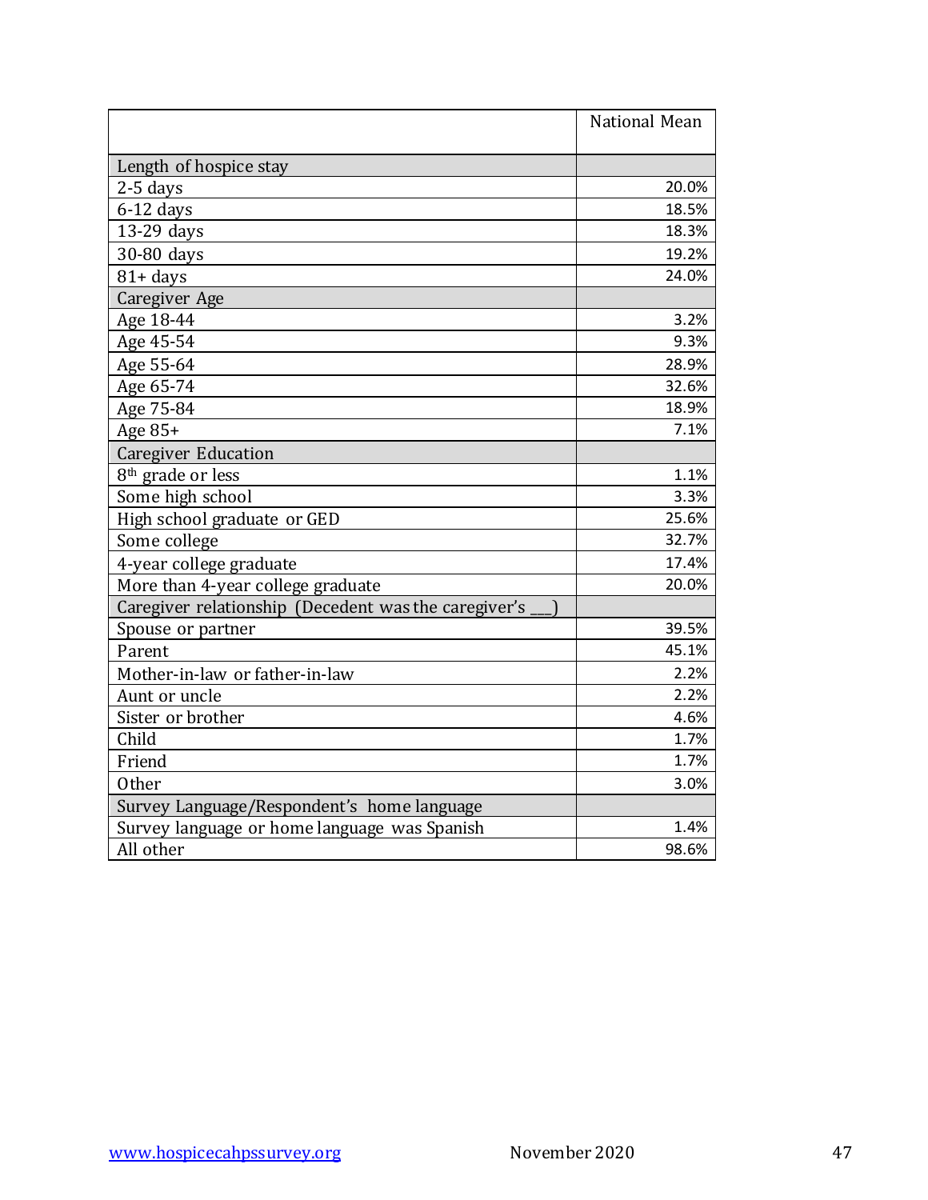| | National Mean |
|---|---|
| Length of hospice stay | |
| 2-5 days | 20.0% |
| 6-12 days | 18.5% |
| 13-29 days | 18.3% |
| 30-80 days | 19.2% |
| 81+ days | 24.0% |
| Caregiver Age | |
| Age 18-44 | 3.2% |
| Age 45-54 | 9.3% |
| Age 55-64 | 28.9% |
| Age 65-74 | 32.6% |
| Age 75-84 | 18.9% |
| Age 85+ | 7.1% |
| Caregiver Education | |
| 8th grade or less | 1.1% |
| Some high school | 3.3% |
| High school graduate or GED | 25.6% |
| Some college | 32.7% |
| 4-year college graduate | 17.4% |
| More than 4-year college graduate | 20.0% |
| Caregiver relationship (Decedent was the caregiver's ___) | |
| Spouse or partner | 39.5% |
| Parent | 45.1% |
| Mother-in-law or father-in-law | 2.2% |
| Aunt or uncle | 2.2% |
| Sister or brother | 4.6% |
| Child | 1.7% |
| Friend | 1.7% |
| Other | 3.0% |
| Survey Language/Respondent's home language | |
| Survey language or home language was Spanish | 1.4% |
| All other | 98.6% |